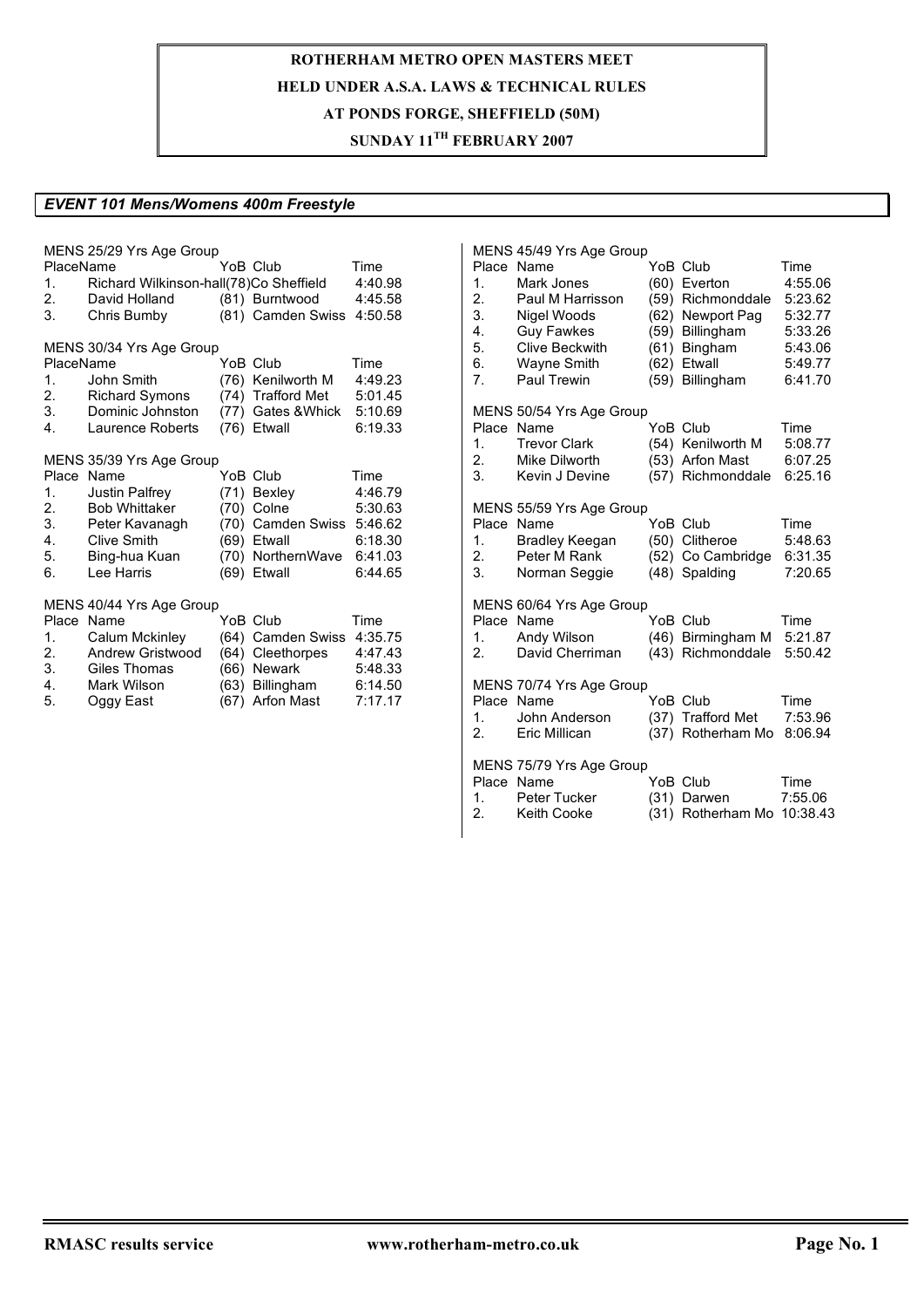# ROTHERHAM METRO OPEN MASTERS MEET

**HELD UNDER A.S.A. LAWS & TECHNICAL RULES**

**AT PONDS FORGE, SHEFFIELD (50M)**

**SUNDAY 11TH FEBRUARY 2007**

## *EVENT 101 Mens/Womens 400m Freestyle*

MENS 25/29 Yrs Age Group

| Place | Name | YoB | Club | Time |
|---|---|---|---|---|
| 1. | Richard Wilkinson-hall | (78) | Co Sheffield | 4:40.98 |
| 2. | David Holland | (81) | Burntwood | 4:45.58 |
| 3. | Chris Bumby | (81) | Camden Swiss | 4:50.58 |

MENS 30/34 Yrs Age Group

| Place | Name | YoB | Club | Time |
|---|---|---|---|---|
| 1. | John Smith | (76) | Kenilworth M | 4:49.23 |
| 2. | Richard Symons | (74) | Trafford Met | 5:01.45 |
| 3. | Dominic Johnston | (77) | Gates &Whick | 5:10.69 |
| 4. | Laurence Roberts | (76) | Etwall | 6:19.33 |

MENS 35/39 Yrs Age Group

| Place | Name | YoB | Club | Time |
|---|---|---|---|---|
| 1. | Justin Palfrey | (71) | Bexley | 4:46.79 |
| 2. | Bob Whittaker | (70) | Colne | 5:30.63 |
| 3. | Peter Kavanagh | (70) | Camden Swiss | 5:46.62 |
| 4. | Clive Smith | (69) | Etwall | 6:18.30 |
| 5. | Bing-hua Kuan | (70) | NorthernWave | 6:41.03 |
| 6. | Lee Harris | (69) | Etwall | 6:44.65 |

MENS 40/44 Yrs Age Group

| Place | Name | YoB | Club | Time |
|---|---|---|---|---|
| 1. | Calum Mckinley | (64) | Camden Swiss | 4:35.75 |
| 2. | Andrew Gristwood | (64) | Cleethorpes | 4:47.43 |
| 3. | Giles Thomas | (66) | Newark | 5:48.33 |
| 4. | Mark Wilson | (63) | Billingham | 6:14.50 |
| 5. | Oggy East | (67) | Arfon Mast | 7:17.17 |

MENS 45/49 Yrs Age Group

| Place | Name | YoB | Club | Time |
|---|---|---|---|---|
| 1. | Mark Jones | (60) | Everton | 4:55.06 |
| 2. | Paul M Harrisson | (59) | Richmonddale | 5:23.62 |
| 3. | Nigel Woods | (62) | Newport Pag | 5:32.77 |
| 4. | Guy Fawkes | (59) | Billingham | 5:33.26 |
| 5. | Clive Beckwith | (61) | Bingham | 5:43.06 |
| 6. | Wayne Smith | (62) | Etwall | 5:49.77 |
| 7. | Paul Trewin | (59) | Billingham | 6:41.70 |

MENS 50/54 Yrs Age Group

| Place | Name | YoB | Club | Time |
|---|---|---|---|---|
| 1. | Trevor Clark | (54) | Kenilworth M | 5:08.77 |
| 2. | Mike Dilworth | (53) | Arfon Mast | 6:07.25 |
| 3. | Kevin J Devine | (57) | Richmonddale | 6:25.16 |

MENS 55/59 Yrs Age Group

| Place | Name | YoB | Club | Time |
|---|---|---|---|---|
| 1. | Bradley Keegan | (50) | Clitheroe | 5:48.63 |
| 2. | Peter M Rank | (52) | Co Cambridge | 6:31.35 |
| 3. | Norman Seggie | (48) | Spalding | 7:20.65 |

MENS 60/64 Yrs Age Group

| Place | Name | YoB | Club | Time |
|---|---|---|---|---|
| 1. | Andy Wilson | (46) | Birmingham M | 5:21.87 |
| 2. | David Cherriman | (43) | Richmonddale | 5:50.42 |

MENS 70/74 Yrs Age Group

| Place | Name | YoB | Club | Time |
|---|---|---|---|---|
| 1. | John Anderson | (37) | Trafford Met | 7:53.96 |
| 2. | Eric Millican | (37) | Rotherham Mo | 8:06.94 |

MENS 75/79 Yrs Age Group

| Place | Name | YoB | Club | Time |
|---|---|---|---|---|
| 1. | Peter Tucker | (31) | Darwen | 7:55.06 |
| 2. | Keith Cooke | (31) | Rotherham Mo | 10:38.43 |

RMASC results service www.rotherham-metro.co.uk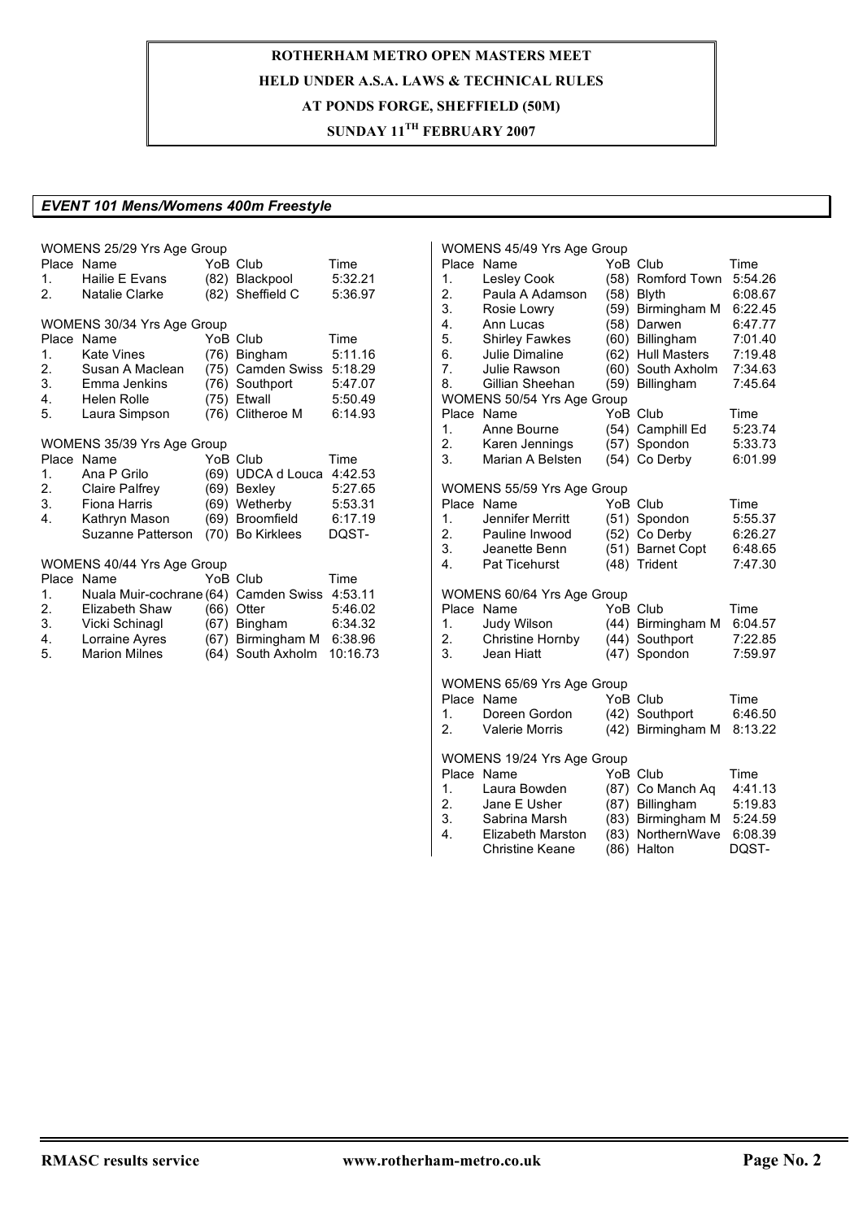**ROTHERHAM METRO OPEN MASTERS MEET**

**HELD UNDER A.S.A. LAWS & TECHNICAL RULES**

**AT PONDS FORGE, SHEFFIELD (50M)**

**SUNDAY 11[TH] FEBRUARY 2007**

## *EVENT 101 Mens/Womens 400m Freestyle*

### WOMENS 25/29 Yrs Age Group

| Place | Name | YoB | Club | Time |
|---|---|---|---|---|
| 1. | Hailie E Evans | (82) | Blackpool | 5:32.21 |
| 2. | Natalie Clarke | (82) | Sheffield C | 5:36.97 |

### WOMENS 30/34 Yrs Age Group

| Place | Name | YoB | Club | Time |
|---|---|---|---|---|
| 1. | Kate Vines | (76) | Bingham | 5:11.16 |
| 2. | Susan A Maclean | (75) | Camden Swiss | 5:18.29 |
| 3. | Emma Jenkins | (76) | Southport | 5:47.07 |
| 4. | Helen Rolle | (75) | Etwall | 5:50.49 |
| 5. | Laura Simpson | (76) | Clitheroe M | 6:14.93 |

### WOMENS 35/39 Yrs Age Group

| Place | Name | YoB | Club | Time |
|---|---|---|---|---|
| 1. | Ana P Grilo | (69) | UDCA d Louca | 4:42.53 |
| 2. | Claire Palfrey | (69) | Bexley | 5:27.65 |
| 3. | Fiona Harris | (69) | Wetherby | 5:53.31 |
| 4. | Kathryn Mason | (69) | Broomfield | 6:17.19 |
| | Suzanne Patterson | (70) | Bo Kirklees | DQST- |

### WOMENS 40/44 Yrs Age Group

| Place | Name | YoB | Club | Time |
|---|---|---|---|---|
| 1. | Nuala Muir-cochrane | (64) | Camden Swiss | 4:53.11 |
| 2. | Elizabeth Shaw | (66) | Otter | 5:46.02 |
| 3. | Vicki Schinagl | (67) | Bingham | 6:34.32 |
| 4. | Lorraine Ayres | (67) | Birmingham M | 6:38.96 |
| 5. | Marion Milnes | (64) | South Axholm | 10:16.73 |

### WOMENS 45/49 Yrs Age Group

| Place | Name | YoB | Club | Time |
|---|---|---|---|---|
| 1. | Lesley Cook | (58) | Romford Town | 5:54.26 |
| 2. | Paula A Adamson | (58) | Blyth | 6:08.67 |
| 3. | Rosie Lowry | (59) | Birmingham M | 6:22.45 |
| 4. | Ann Lucas | (58) | Darwen | 6:47.77 |
| 5. | Shirley Fawkes | (60) | Billingham | 7:01.40 |
| 6. | Julie Dimaline | (62) | Hull Masters | 7:19.48 |
| 7. | Julie Rawson | (60) | South Axholm | 7:34.63 |
| 8. | Gillian Sheehan | (59) | Billingham | 7:45.64 |

### WOMENS 50/54 Yrs Age Group

| Place | Name | YoB | Club | Time |
|---|---|---|---|---|
| 1. | Anne Bourne | (54) | Camphill Ed | 5:23.74 |
| 2. | Karen Jennings | (57) | Spondon | 5:33.73 |
| 3. | Marian A Belsten | (54) | Co Derby | 6:01.99 |

### WOMENS 55/59 Yrs Age Group

| Place | Name | YoB | Club | Time |
|---|---|---|---|---|
| 1. | Jennifer Merritt | (51) | Spondon | 5:55.37 |
| 2. | Pauline Inwood | (52) | Co Derby | 6:26.27 |
| 3. | Jeanette Benn | (51) | Barnet Copt | 6:48.65 |
| 4. | Pat Ticehurst | (48) | Trident | 7:47.30 |

### WOMENS 60/64 Yrs Age Group

| Place | Name | YoB | Club | Time |
|---|---|---|---|---|
| 1. | Judy Wilson | (44) | Birmingham M | 6:04.57 |
| 2. | Christine Hornby | (44) | Southport | 7:22.85 |
| 3. | Jean Hiatt | (47) | Spondon | 7:59.97 |

### WOMENS 65/69 Yrs Age Group

| Place | Name | YoB | Club | Time |
|---|---|---|---|---|
| 1. | Doreen Gordon | (42) | Southport | 6:46.50 |
| 2. | Valerie Morris | (42) | Birmingham M | 8:13.22 |

### WOMENS 19/24 Yrs Age Group

| Place | Name | YoB | Club | Time |
|---|---|---|---|---|
| 1. | Laura Bowden | (87) | Co Manch Aq | 4:41.13 |
| 2. | Jane E Usher | (87) | Billingham | 5:19.83 |
| 3. | Sabrina Marsh | (83) | Birmingham M | 5:24.59 |
| 4. | Elizabeth Marston | (83) | NorthernWave | 6:08.39 |
| | Christine Keane | (86) | Halton | DQST- |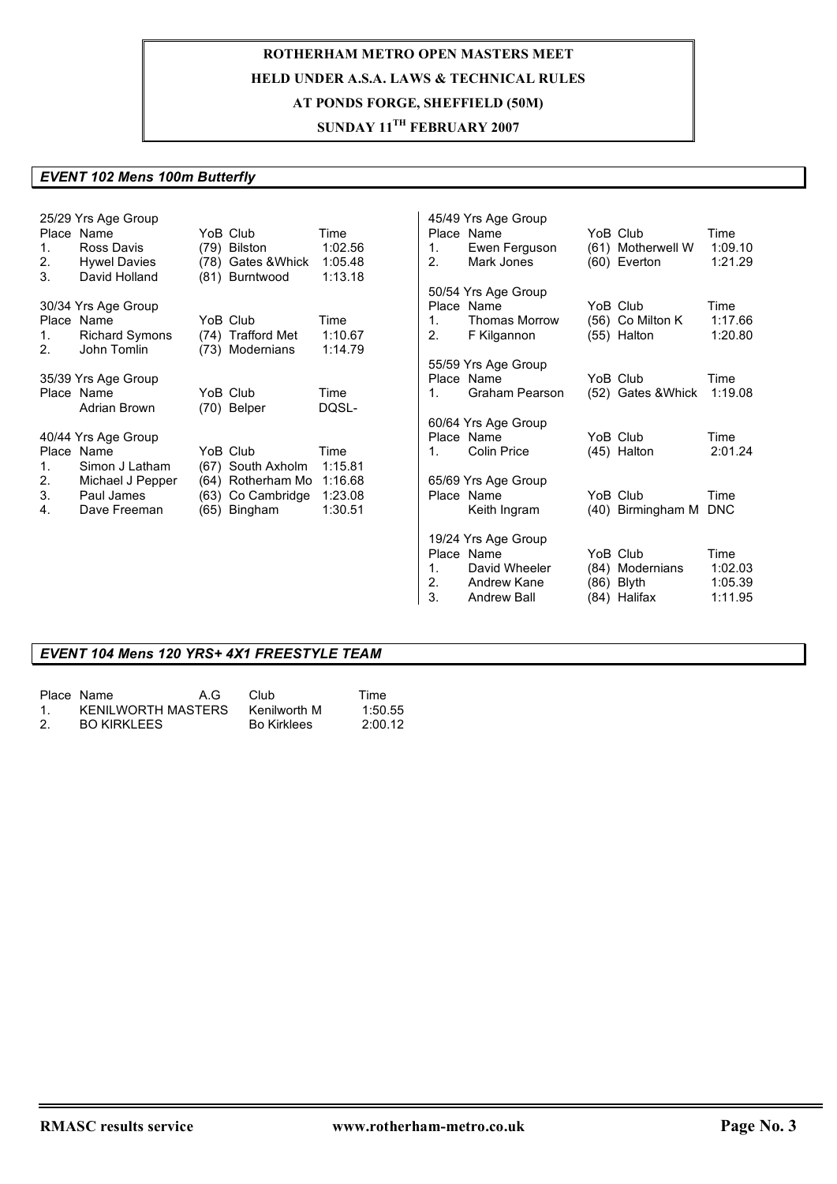**ROTHERHAM METRO OPEN MASTERS MEET**
**HELD UNDER A.S.A. LAWS & TECHNICAL RULES**
**AT PONDS FORGE, SHEFFIELD (50M)**
**SUNDAY 11TH FEBRUARY 2007**

## *EVENT 102 Mens 100m Butterfly*

25/29 Yrs Age Group

| Place | Name | YoB | Club | Time |
|---|---|---|---|---|
| 1. | Ross Davis | (79) | Bilston | 1:02.56 |
| 2. | Hywel Davies | (78) | Gates &Whick | 1:05.48 |
| 3. | David Holland | (81) | Burntwood | 1:13.18 |

30/34 Yrs Age Group

| Place | Name | YoB | Club | Time |
|---|---|---|---|---|
| 1. | Richard Symons | (74) | Trafford Met | 1:10.67 |
| 2. | John Tomlin | (73) | Modernians | 1:14.79 |

35/39 Yrs Age Group

| Place | Name | YoB | Club | Time |
|---|---|---|---|---|
| | Adrian Brown | (70) | Belper | DQSL- |

40/44 Yrs Age Group

| Place | Name | YoB | Club | Time |
|---|---|---|---|---|
| 1. | Simon J Latham | (67) | South Axholm | 1:15.81 |
| 2. | Michael J Pepper | (64) | Rotherham Mo | 1:16.68 |
| 3. | Paul James | (63) | Co Cambridge | 1:23.08 |
| 4. | Dave Freeman | (65) | Bingham | 1:30.51 |

45/49 Yrs Age Group

| Place | Name | YoB | Club | Time |
|---|---|---|---|---|
| 1. | Ewen Ferguson | (61) | Motherwell W | 1:09.10 |
| 2. | Mark Jones | (60) | Everton | 1:21.29 |

50/54 Yrs Age Group

| Place | Name | YoB | Club | Time |
|---|---|---|---|---|
| 1. | Thomas Morrow | (56) | Co Milton K | 1:17.66 |
| 2. | F Kilgannon | (55) | Halton | 1:20.80 |

55/59 Yrs Age Group

| Place | Name | YoB | Club | Time |
|---|---|---|---|---|
| 1. | Graham Pearson | (52) | Gates &Whick | 1:19.08 |

60/64 Yrs Age Group

| Place | Name | YoB | Club | Time |
|---|---|---|---|---|
| 1. | Colin Price | (45) | Halton | 2:01.24 |

65/69 Yrs Age Group

| Place | Name | YoB | Club | Time |
|---|---|---|---|---|
| | Keith Ingram | (40) | Birmingham M | DNC |

19/24 Yrs Age Group

| Place | Name | YoB | Club | Time |
|---|---|---|---|---|
| 1. | David Wheeler | (84) | Modernians | 1:02.03 |
| 2. | Andrew Kane | (86) | Blyth | 1:05.39 |
| 3. | Andrew Ball | (84) | Halifax | 1:11.95 |

## *EVENT 104 Mens 120 YRS+ 4X1 FREESTYLE TEAM*

| Place | Name | A.G | Club | Time |
|---|---|---|---|---|
| 1. | KENILWORTH MASTERS | | Kenilworth M | 1:50.55 |
| 2. | BO KIRKLEES | | Bo Kirklees | 2:00.12 |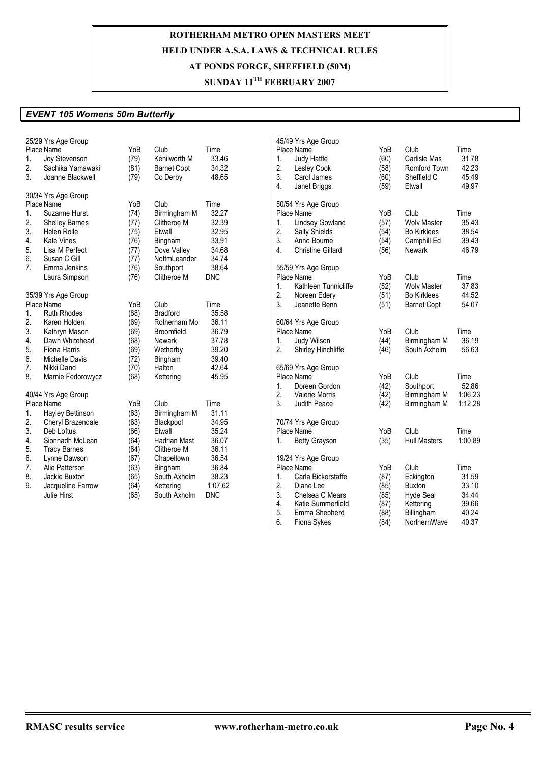**ROTHERHAM METRO OPEN MASTERS MEET**

**HELD UNDER A.S.A. LAWS & TECHNICAL RULES**

**AT PONDS FORGE, SHEFFIELD (50M)**

**SUNDAY 11TH FEBRUARY 2007**

## *EVENT 105 Womens 50m Butterfly*

25/29 Yrs Age Group

| Place | Name | YoB | Club | Time |
|---|---|---|---|---|
| 1. | Joy Stevenson | (79) | Kenilworth M | 33.46 |
| 2. | Sachika Yamawaki | (81) | Barnet Copt | 34.32 |
| 3. | Joanne Blackwell | (79) | Co Derby | 48.65 |

30/34 Yrs Age Group

| Place | Name | YoB | Club | Time |
|---|---|---|---|---|
| 1. | Suzanne Hurst | (74) | Birmingham M | 32.27 |
| 2. | Shelley Barnes | (77) | Clitheroe M | 32.39 |
| 3. | Helen Rolle | (75) | Etwall | 32.95 |
| 4. | Kate Vines | (76) | Bingham | 33.91 |
| 5. | Lisa M Perfect | (77) | Dove Valley | 34.68 |
| 6. | Susan C Gill | (77) | NottmLeander | 34.74 |
| 7. | Emma Jenkins | (76) | Southport | 38.64 |
| | Laura Simpson | (76) | Clitheroe M | DNC |

35/39 Yrs Age Group

| Place | Name | YoB | Club | Time |
|---|---|---|---|---|
| 1. | Ruth Rhodes | (68) | Bradford | 35.58 |
| 2. | Karen Holden | (69) | Rotherham Mo | 36.11 |
| 3. | Kathryn Mason | (69) | Broomfield | 36.79 |
| 4. | Dawn Whitehead | (68) | Newark | 37.78 |
| 5. | Fiona Harris | (69) | Wetherby | 39.20 |
| 6. | Michelle Davis | (72) | Bingham | 39.40 |
| 7. | Nikki Dand | (70) | Halton | 42.64 |
| 8. | Marnie Fedorowycz | (68) | Kettering | 45.95 |

40/44 Yrs Age Group

| Place | Name | YoB | Club | Time |
|---|---|---|---|---|
| 1. | Hayley Bettinson | (63) | Birmingham M | 31.11 |
| 2. | Cheryl Brazendale | (63) | Blackpool | 34.95 |
| 3. | Deb Loftus | (66) | Etwall | 35.24 |
| 4. | Sionnadh McLean | (64) | Hadrian Mast | 36.07 |
| 5. | Tracy Barnes | (64) | Clitheroe M | 36.11 |
| 6. | Lynne Dawson | (67) | Chapeltown | 36.54 |
| 7. | Alie Patterson | (63) | Bingham | 36.84 |
| 8. | Jackie Buxton | (65) | South Axholm | 38.23 |
| 9. | Jacqueline Farrow | (64) | Kettering | 1:07.62 |
| | Julie Hirst | (65) | South Axholm | DNC |

45/49 Yrs Age Group

| Place | Name | YoB | Club | Time |
|---|---|---|---|---|
| 1. | Judy Hattle | (60) | Carlisle Mas | 31.78 |
| 2. | Lesley Cook | (58) | Romford Town | 42.23 |
| 3. | Carol James | (60) | Sheffield C | 45.49 |
| 4. | Janet Briggs | (59) | Etwall | 49.97 |

50/54 Yrs Age Group

| Place | Name | YoB | Club | Time |
|---|---|---|---|---|
| 1. | Lindsey Gowland | (57) | Wolv Master | 35.43 |
| 2. | Sally Shields | (54) | Bo Kirklees | 38.54 |
| 3. | Anne Bourne | (54) | Camphill Ed | 39.43 |
| 4. | Christine Gillard | (56) | Newark | 46.79 |

55/59 Yrs Age Group

| Place | Name | YoB | Club | Time |
|---|---|---|---|---|
| 1. | Kathleen Tunnicliffe | (52) | Wolv Master | 37.83 |
| 2. | Noreen Edery | (51) | Bo Kirklees | 44.52 |
| 3. | Jeanette Benn | (51) | Barnet Copt | 54.07 |

60/64 Yrs Age Group

| Place | Name | YoB | Club | Time |
|---|---|---|---|---|
| 1. | Judy Wilson | (44) | Birmingham M | 36.19 |
| 2. | Shirley Hinchliffe | (46) | South Axholm | 56.63 |

65/69 Yrs Age Group

| Place | Name | YoB | Club | Time |
|---|---|---|---|---|
| 1. | Doreen Gordon | (42) | Southport | 52.86 |
| 2. | Valerie Morris | (42) | Birmingham M | 1:06.23 |
| 3. | Judith Peace | (42) | Birmingham M | 1:12.28 |

70/74 Yrs Age Group

| Place | Name | YoB | Club | Time |
|---|---|---|---|---|
| 1. | Betty Grayson | (35) | Hull Masters | 1:00.89 |

19/24 Yrs Age Group

| Place | Name | YoB | Club | Time |
|---|---|---|---|---|
| 1. | Carla Bickerstaffe | (87) | Eckington | 31.59 |
| 2. | Diane Lee | (85) | Buxton | 33.10 |
| 3. | Chelsea C Mears | (85) | Hyde Seal | 34.44 |
| 4. | Katie Summerfield | (87) | Kettering | 39.66 |
| 5. | Emma Shepherd | (88) | Billingham | 40.24 |
| 6. | Fiona Sykes | (84) | NorthernWave | 40.37 |

**RMASC results service** **www.rotherham-metro.co.uk**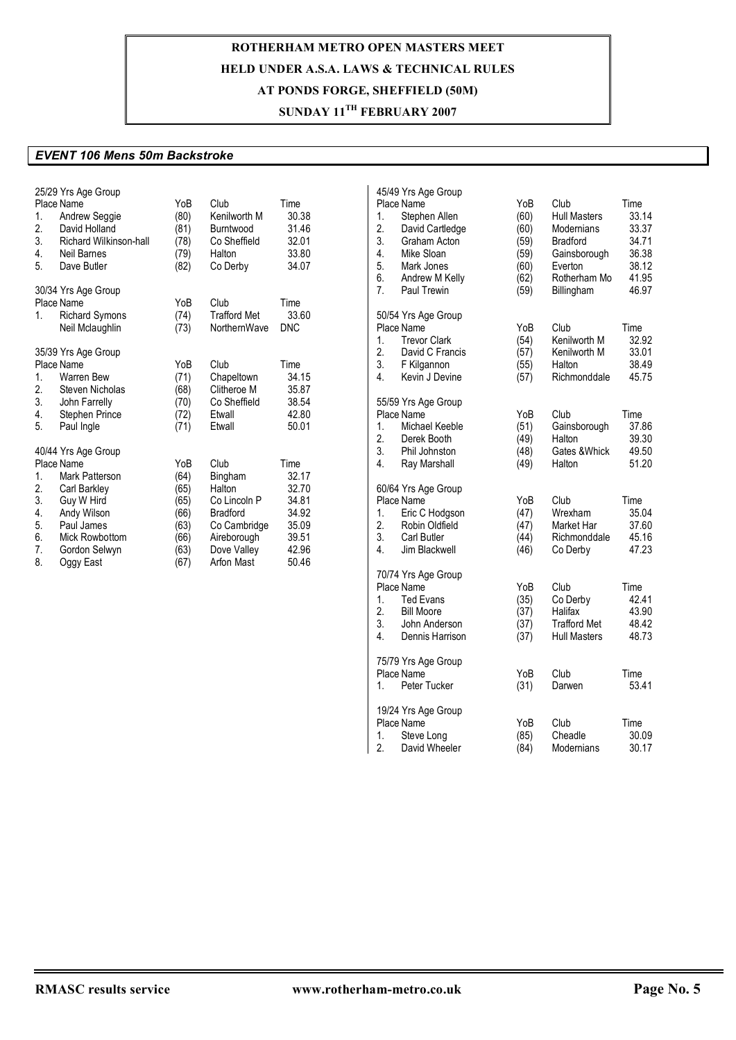# ROTHERHAM METRO OPEN MASTERS MEET
## HELD UNDER A.S.A. LAWS & TECHNICAL RULES
## AT PONDS FORGE, SHEFFIELD (50M)
## SUNDAY 11TH FEBRUARY 2007

### *EVENT 106 Mens 50m Backstroke*

**25/29 Yrs Age Group**

| Place | Name | YoB | Club | Time |
|---|---|---|---|---|
| 1. | Andrew Seggie | (80) | Kenilworth M | 30.38 |
| 2. | David Holland | (81) | Burntwood | 31.46 |
| 3. | Richard Wilkinson-hall | (78) | Co Sheffield | 32.01 |
| 4. | Neil Barnes | (79) | Halton | 33.80 |
| 5. | Dave Butler | (82) | Co Derby | 34.07 |

**30/34 Yrs Age Group**

| Place | Name | YoB | Club | Time |
|---|---|---|---|---|
| 1. | Richard Symons | (74) | Trafford Met | 33.60 |
| | Neil Mclaughlin | (73) | NorthernWave | DNC |

**35/39 Yrs Age Group**

| Place | Name | YoB | Club | Time |
|---|---|---|---|---|
| 1. | Warren Bew | (71) | Chapeltown | 34.15 |
| 2. | Steven Nicholas | (68) | Clitheroe M | 35.87 |
| 3. | John Farrelly | (70) | Co Sheffield | 38.54 |
| 4. | Stephen Prince | (72) | Etwall | 42.80 |
| 5. | Paul Ingle | (71) | Etwall | 50.01 |

**40/44 Yrs Age Group**

| Place | Name | YoB | Club | Time |
|---|---|---|---|---|
| 1. | Mark Patterson | (64) | Bingham | 32.17 |
| 2. | Carl Barkley | (65) | Halton | 32.70 |
| 3. | Guy W Hird | (65) | Co Lincoln P | 34.81 |
| 4. | Andy Wilson | (66) | Bradford | 34.92 |
| 5. | Paul James | (63) | Co Cambridge | 35.09 |
| 6. | Mick Rowbottom | (66) | Aireborough | 39.51 |
| 7. | Gordon Selwyn | (63) | Dove Valley | 42.96 |
| 8. | Oggy East | (67) | Arfon Mast | 50.46 |

**45/49 Yrs Age Group**

| Place | Name | YoB | Club | Time |
|---|---|---|---|---|
| 1. | Stephen Allen | (60) | Hull Masters | 33.14 |
| 2. | David Cartledge | (60) | Modernians | 33.37 |
| 3. | Graham Acton | (59) | Bradford | 34.71 |
| 4. | Mike Sloan | (59) | Gainsborough | 36.38 |
| 5. | Mark Jones | (60) | Everton | 38.12 |
| 6. | Andrew M Kelly | (62) | Rotherham Mo | 41.95 |
| 7. | Paul Trewin | (59) | Billingham | 46.97 |

**50/54 Yrs Age Group**

| Place | Name | YoB | Club | Time |
|---|---|---|---|---|
| 1. | Trevor Clark | (54) | Kenilworth M | 32.92 |
| 2. | David C Francis | (57) | Kenilworth M | 33.01 |
| 3. | F Kilgannon | (55) | Halton | 38.49 |
| 4. | Kevin J Devine | (57) | Richmonddale | 45.75 |

**55/59 Yrs Age Group**

| Place | Name | YoB | Club | Time |
|---|---|---|---|---|
| 1. | Michael Keeble | (51) | Gainsborough | 37.86 |
| 2. | Derek Booth | (49) | Halton | 39.30 |
| 3. | Phil Johnston | (48) | Gates &Whick | 49.50 |
| 4. | Ray Marshall | (49) | Halton | 51.20 |

**60/64 Yrs Age Group**

| Place | Name | YoB | Club | Time |
|---|---|---|---|---|
| 1. | Eric C Hodgson | (47) | Wrexham | 35.04 |
| 2. | Robin Oldfield | (47) | Market Har | 37.60 |
| 3. | Carl Butler | (44) | Richmonddale | 45.16 |
| 4. | Jim Blackwell | (46) | Co Derby | 47.23 |

**70/74 Yrs Age Group**

| Place | Name | YoB | Club | Time |
|---|---|---|---|---|
| 1. | Ted Evans | (35) | Co Derby | 42.41 |
| 2. | Bill Moore | (37) | Halifax | 43.90 |
| 3. | John Anderson | (37) | Trafford Met | 48.42 |
| 4. | Dennis Harrison | (37) | Hull Masters | 48.73 |

**75/79 Yrs Age Group**

| Place | Name | YoB | Club | Time |
|---|---|---|---|---|
| 1. | Peter Tucker | (31) | Darwen | 53.41 |

**19/24 Yrs Age Group**

| Place | Name | YoB | Club | Time |
|---|---|---|---|---|
| 1. | Steve Long | (85) | Cheadle | 30.09 |
| 2. | David Wheeler | (84) | Modernians | 30.17 |

RMASC results service www.rotherham-metro.co.uk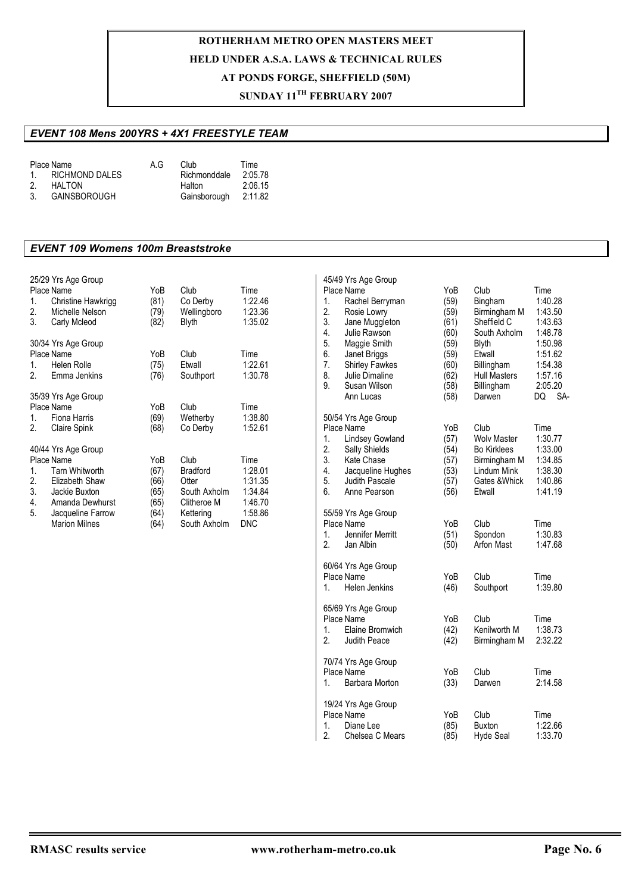# ROTHERHAM METRO OPEN MASTERS MEET
## HELD UNDER A.S.A. LAWS & TECHNICAL RULES
## AT PONDS FORGE, SHEFFIELD (50M)
## SUNDAY 11TH FEBRUARY 2007

### *EVENT 108 Mens 200YRS + 4X1 FREESTYLE TEAM*

| Place | Name | A.G | Club | Time |
|---|---|---|---|---|
| 1. | RICHMOND DALES | | Richmonddale | 2:05.78 |
| 2. | HALTON | | Halton | 2:06.15 |
| 3. | GAINSBOROUGH | | Gainsborough | 2:11.82 |

### *EVENT 109 Womens 100m Breaststroke*

25/29 Yrs Age Group

| Place | Name | YoB | Club | Time |
|---|---|---|---|---|
| 1. | Christine Hawkrigg | (81) | Co Derby | 1:22.46 |
| 2. | Michelle Nelson | (79) | Wellingboro | 1:23.36 |
| 3. | Carly Mcleod | (82) | Blyth | 1:35.02 |

30/34 Yrs Age Group

| Place | Name | YoB | Club | Time |
|---|---|---|---|---|
| 1. | Helen Rolle | (75) | Etwall | 1:22.61 |
| 2. | Emma Jenkins | (76) | Southport | 1:30.78 |

35/39 Yrs Age Group

| Place | Name | YoB | Club | Time |
|---|---|---|---|---|
| 1. | Fiona Harris | (69) | Wetherby | 1:38.80 |
| 2. | Claire Spink | (68) | Co Derby | 1:52.61 |

40/44 Yrs Age Group

| Place | Name | YoB | Club | Time |
|---|---|---|---|---|
| 1. | Tarn Whitworth | (67) | Bradford | 1:28.01 |
| 2. | Elizabeth Shaw | (66) | Otter | 1:31.35 |
| 3. | Jackie Buxton | (65) | South Axholm | 1:34.84 |
| 4. | Amanda Dewhurst | (65) | Clitheroe M | 1:46.70 |
| 5. | Jacqueline Farrow | (64) | Kettering | 1:58.86 |
| | Marion Milnes | (64) | South Axholm | DNC |

45/49 Yrs Age Group

| Place | Name | YoB | Club | Time |
|---|---|---|---|---|
| 1. | Rachel Berryman | (59) | Bingham | 1:40.28 |
| 2. | Rosie Lowry | (59) | Birmingham M | 1:43.50 |
| 3. | Jane Muggleton | (61) | Sheffield C | 1:43.63 |
| 4. | Julie Rawson | (60) | South Axholm | 1:48.78 |
| 5. | Maggie Smith | (59) | Blyth | 1:50.98 |
| 6. | Janet Briggs | (59) | Etwall | 1:51.62 |
| 7. | Shirley Fawkes | (60) | Billingham | 1:54.38 |
| 8. | Julie Dimaline | (62) | Hull Masters | 1:57.16 |
| 9. | Susan Wilson | (58) | Billingham | 2:05.20 |
| | Ann Lucas | (58) | Darwen | DQ SA- |

50/54 Yrs Age Group

| Place | Name | YoB | Club | Time |
|---|---|---|---|---|
| 1. | Lindsey Gowland | (57) | Wolv Master | 1:30.77 |
| 2. | Sally Shields | (54) | Bo Kirklees | 1:33.00 |
| 3. | Kate Chase | (57) | Birmingham M | 1:34.85 |
| 4. | Jacqueline Hughes | (53) | Lindum Mink | 1:38.30 |
| 5. | Judith Pascale | (57) | Gates &Whick | 1:40.86 |
| 6. | Anne Pearson | (56) | Etwall | 1:41.19 |

55/59 Yrs Age Group

| Place | Name | YoB | Club | Time |
|---|---|---|---|---|
| 1. | Jennifer Merritt | (51) | Spondon | 1:30.83 |
| 2. | Jan Albin | (50) | Arfon Mast | 1:47.68 |

60/64 Yrs Age Group

| Place | Name | YoB | Club | Time |
|---|---|---|---|---|
| 1. | Helen Jenkins | (46) | Southport | 1:39.80 |

65/69 Yrs Age Group

| Place | Name | YoB | Club | Time |
|---|---|---|---|---|
| 1. | Elaine Bromwich | (42) | Kenilworth M | 1:38.73 |
| 2. | Judith Peace | (42) | Birmingham M | 2:32.22 |

70/74 Yrs Age Group

| Place | Name | YoB | Club | Time |
|---|---|---|---|---|
| 1. | Barbara Morton | (33) | Darwen | 2:14.58 |

19/24 Yrs Age Group

| Place | Name | YoB | Club | Time |
|---|---|---|---|---|
| 1. | Diane Lee | (85) | Buxton | 1:22.66 |
| 2. | Chelsea C Mears | (85) | Hyde Seal | 1:33.70 |

**RMASC results service** **www.rotherham-metro.co.uk**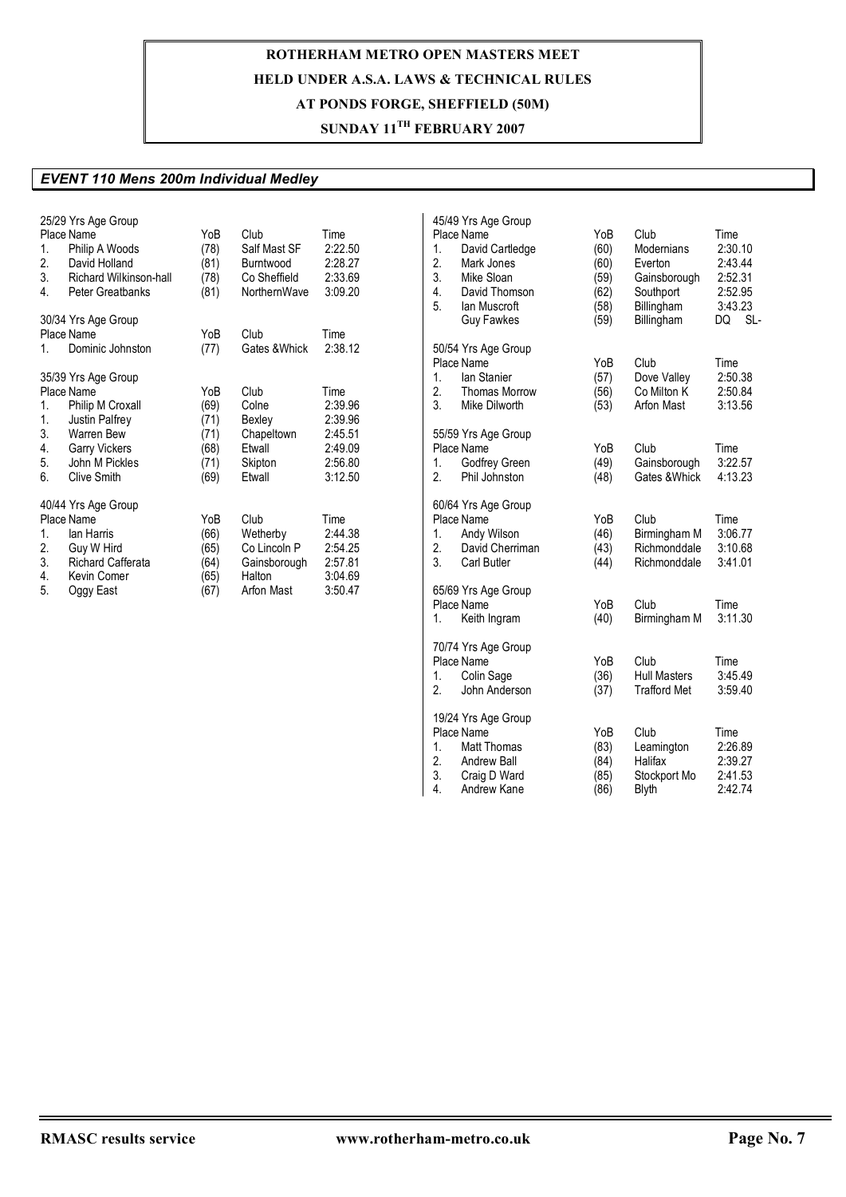# ROTHERHAM METRO OPEN MASTERS MEET

**HELD UNDER A.S.A. LAWS & TECHNICAL RULES**

**AT PONDS FORGE, SHEFFIELD (50M)**

**SUNDAY 11TH FEBRUARY 2007**

## *EVENT 110 Mens 200m Individual Medley*

### 25/29 Yrs Age Group

| Place | Name | YoB | Club | Time |
|---|---|---|---|---|
| 1. | Philip A Woods | (78) | Salf Mast SF | 2:22.50 |
| 2. | David Holland | (81) | Burntwood | 2:28.27 |
| 3. | Richard Wilkinson-hall | (78) | Co Sheffield | 2:33.69 |
| 4. | Peter Greatbanks | (81) | NorthernWave | 3:09.20 |

### 30/34 Yrs Age Group

| Place | Name | YoB | Club | Time |
|---|---|---|---|---|
| 1. | Dominic Johnston | (77) | Gates &Whick | 2:38.12 |

### 35/39 Yrs Age Group

| Place | Name | YoB | Club | Time |
|---|---|---|---|---|
| 1. | Philip M Croxall | (69) | Colne | 2:39.96 |
| 1. | Justin Palfrey | (71) | Bexley | 2:39.96 |
| 3. | Warren Bew | (71) | Chapeltown | 2:45.51 |
| 4. | Garry Vickers | (68) | Etwall | 2:49.09 |
| 5. | John M Pickles | (71) | Skipton | 2:56.80 |
| 6. | Clive Smith | (69) | Etwall | 3:12.50 |

### 40/44 Yrs Age Group

| Place | Name | YoB | Club | Time |
|---|---|---|---|---|
| 1. | Ian Harris | (66) | Wetherby | 2:44.38 |
| 2. | Guy W Hird | (65) | Co Lincoln P | 2:54.25 |
| 3. | Richard Cafferata | (64) | Gainsborough | 2:57.81 |
| 4. | Kevin Comer | (65) | Halton | 3:04.69 |
| 5. | Oggy East | (67) | Arfon Mast | 3:50.47 |

### 45/49 Yrs Age Group

| Place | Name | YoB | Club | Time |
|---|---|---|---|---|
| 1. | David Cartledge | (60) | Modernians | 2:30.10 |
| 2. | Mark Jones | (60) | Everton | 2:43.44 |
| 3. | Mike Sloan | (59) | Gainsborough | 2:52.31 |
| 4. | David Thomson | (62) | Southport | 2:52.95 |
| 5. | Ian Muscroft | (58) | Billingham | 3:43.23 |
| | Guy Fawkes | (59) | Billingham | DQ SL- |

### 50/54 Yrs Age Group

| Place | Name | YoB | Club | Time |
|---|---|---|---|---|
| 1. | Ian Stanier | (57) | Dove Valley | 2:50.38 |
| 2. | Thomas Morrow | (56) | Co Milton K | 2:50.84 |
| 3. | Mike Dilworth | (53) | Arfon Mast | 3:13.56 |

### 55/59 Yrs Age Group

| Place | Name | YoB | Club | Time |
|---|---|---|---|---|
| 1. | Godfrey Green | (49) | Gainsborough | 3:22.57 |
| 2. | Phil Johnston | (48) | Gates &Whick | 4:13.23 |

### 60/64 Yrs Age Group

| Place | Name | YoB | Club | Time |
|---|---|---|---|---|
| 1. | Andy Wilson | (46) | Birmingham M | 3:06.77 |
| 2. | David Cherriman | (43) | Richmonddale | 3:10.68 |
| 3. | Carl Butler | (44) | Richmonddale | 3:41.01 |

### 65/69 Yrs Age Group

| Place | Name | YoB | Club | Time |
|---|---|---|---|---|
| 1. | Keith Ingram | (40) | Birmingham M | 3:11.30 |

### 70/74 Yrs Age Group

| Place | Name | YoB | Club | Time |
|---|---|---|---|---|
| 1. | Colin Sage | (36) | Hull Masters | 3:45.49 |
| 2. | John Anderson | (37) | Trafford Met | 3:59.40 |

### 19/24 Yrs Age Group

| Place | Name | YoB | Club | Time |
|---|---|---|---|---|
| 1. | Matt Thomas | (83) | Leamington | 2:26.89 |
| 2. | Andrew Ball | (84) | Halifax | 2:39.27 |
| 3. | Craig D Ward | (85) | Stockport Mo | 2:41.53 |
| 4. | Andrew Kane | (86) | Blyth | 2:42.74 |

RMASC results service www.rotherham-metro.co.uk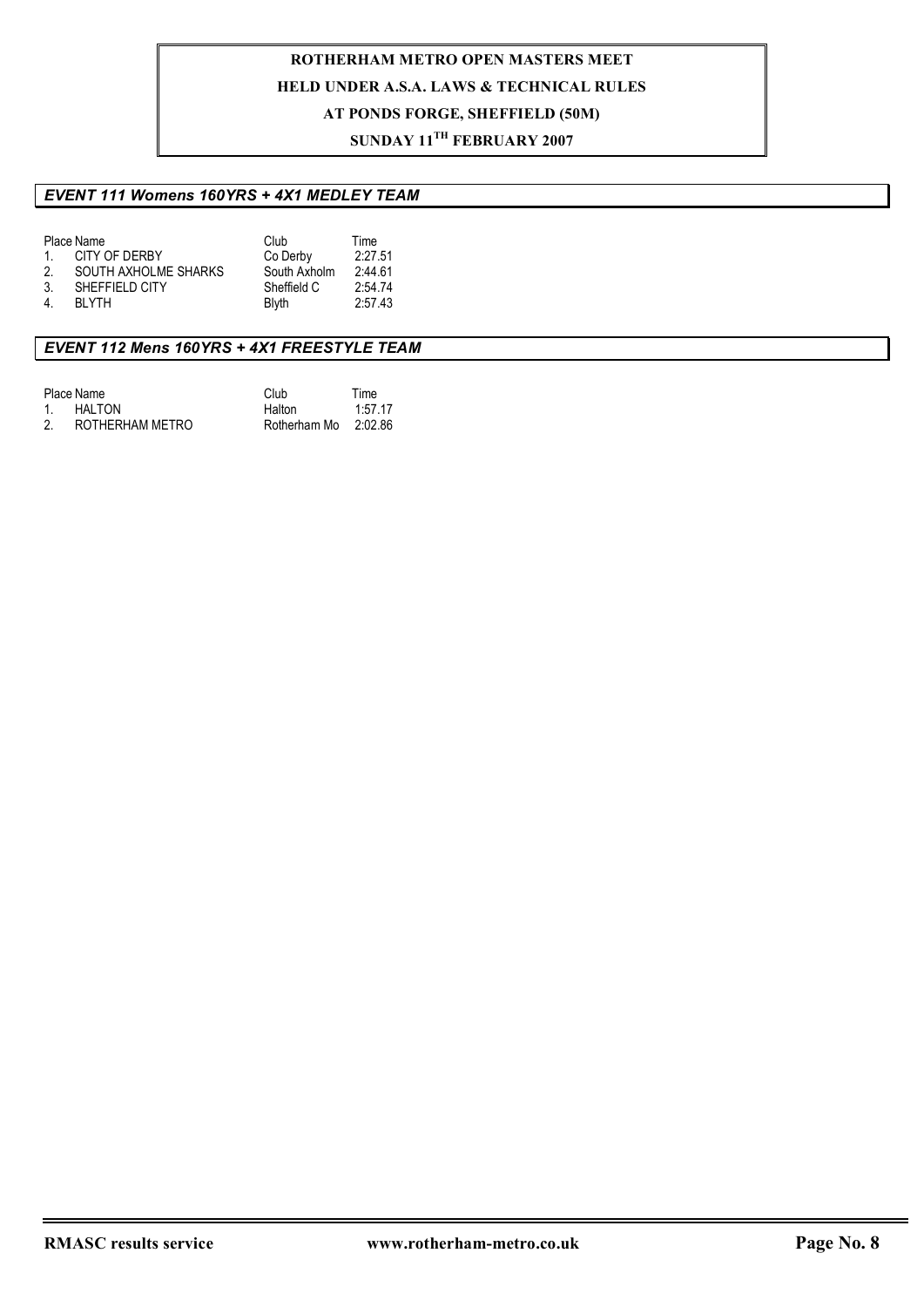**ROTHERHAM METRO OPEN MASTERS MEET**

**HELD UNDER A.S.A. LAWS & TECHNICAL RULES**

**AT PONDS FORGE, SHEFFIELD (50M)**

**SUNDAY 11TH FEBRUARY 2007**

### *EVENT 111 Womens 160YRS + 4X1 MEDLEY TEAM*

| Place | Name | Club | Time |
|---|---|---|---|
| 1. | CITY OF DERBY | Co Derby | 2:27.51 |
| 2. | SOUTH AXHOLME SHARKS | South Axholm | 2:44.61 |
| 3. | SHEFFIELD CITY | Sheffield C | 2:54.74 |
| 4. | BLYTH | Blyth | 2:57.43 |

### *EVENT 112 Mens 160YRS + 4X1 FREESTYLE TEAM*

| Place | Name | Club | Time |
|---|---|---|---|
| 1. | HALTON | Halton | 1:57.17 |
| 2. | ROTHERHAM METRO | Rotherham Mo | 2:02.86 |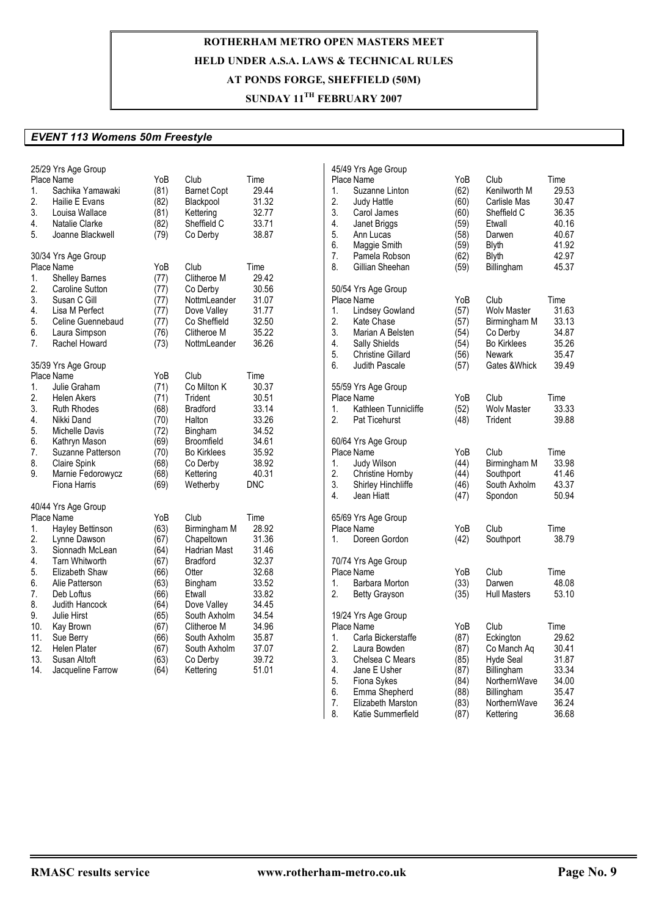**ROTHERHAM METRO OPEN MASTERS MEET**

**HELD UNDER A.S.A. LAWS & TECHNICAL RULES**

**AT PONDS FORGE, SHEFFIELD (50M)**

**SUNDAY 11TH FEBRUARY 2007**

## *EVENT 113 Womens 50m Freestyle*

### 25/29 Yrs Age Group

| Place | Name | YoB | Club | Time |
|---|---|---|---|---|
| 1. | Sachika Yamawaki | (81) | Barnet Copt | 29.44 |
| 2. | Hailie E Evans | (82) | Blackpool | 31.32 |
| 3. | Louisa Wallace | (81) | Kettering | 32.77 |
| 4. | Natalie Clarke | (82) | Sheffield C | 33.71 |
| 5. | Joanne Blackwell | (79) | Co Derby | 38.87 |

### 30/34 Yrs Age Group

| Place | Name | YoB | Club | Time |
|---|---|---|---|---|
| 1. | Shelley Barnes | (77) | Clitheroe M | 29.42 |
| 2. | Caroline Sutton | (77) | Co Derby | 30.56 |
| 3. | Susan C Gill | (77) | NottmLeander | 31.07 |
| 4. | Lisa M Perfect | (77) | Dove Valley | 31.77 |
| 5. | Celine Guennebaud | (77) | Co Sheffield | 32.50 |
| 6. | Laura Simpson | (76) | Clitheroe M | 35.22 |
| 7. | Rachel Howard | (73) | NottmLeander | 36.26 |

### 35/39 Yrs Age Group

| Place | Name | YoB | Club | Time |
|---|---|---|---|---|
| 1. | Julie Graham | (71) | Co Milton K | 30.37 |
| 2. | Helen Akers | (71) | Trident | 30.51 |
| 3. | Ruth Rhodes | (68) | Bradford | 33.14 |
| 4. | Nikki Dand | (70) | Halton | 33.26 |
| 5. | Michelle Davis | (72) | Bingham | 34.52 |
| 6. | Kathryn Mason | (69) | Broomfield | 34.61 |
| 7. | Suzanne Patterson | (70) | Bo Kirklees | 35.92 |
| 8. | Claire Spink | (68) | Co Derby | 38.92 |
| 9. | Marnie Fedorowycz | (68) | Kettering | 40.31 |
| | Fiona Harris | (69) | Wetherby | DNC |

### 40/44 Yrs Age Group

| Place | Name | YoB | Club | Time |
|---|---|---|---|---|
| 1. | Hayley Bettinson | (63) | Birmingham M | 28.92 |
| 2. | Lynne Dawson | (67) | Chapeltown | 31.36 |
| 3. | Sionnadh McLean | (64) | Hadrian Mast | 31.46 |
| 4. | Tarn Whitworth | (67) | Bradford | 32.37 |
| 5. | Elizabeth Shaw | (66) | Otter | 32.68 |
| 6. | Alie Patterson | (63) | Bingham | 33.52 |
| 7. | Deb Loftus | (66) | Etwall | 33.82 |
| 8. | Judith Hancock | (64) | Dove Valley | 34.45 |
| 9. | Julie Hirst | (65) | South Axholm | 34.54 |
| 10. | Kay Brown | (67) | Clitheroe M | 34.96 |
| 11. | Sue Berry | (66) | South Axholm | 35.87 |
| 12. | Helen Plater | (67) | South Axholm | 37.07 |
| 13. | Susan Altoft | (63) | Co Derby | 39.72 |
| 14. | Jacqueline Farrow | (64) | Kettering | 51.01 |

### 45/49 Yrs Age Group

| Place | Name | YoB | Club | Time |
|---|---|---|---|---|
| 1. | Suzanne Linton | (62) | Kenilworth M | 29.53 |
| 2. | Judy Hattle | (60) | Carlisle Mas | 30.47 |
| 3. | Carol James | (60) | Sheffield C | 36.35 |
| 4. | Janet Briggs | (59) | Etwall | 40.16 |
| 5. | Ann Lucas | (58) | Darwen | 40.67 |
| 6. | Maggie Smith | (59) | Blyth | 41.92 |
| 7. | Pamela Robson | (62) | Blyth | 42.97 |
| 8. | Gillian Sheehan | (59) | Billingham | 45.37 |

### 50/54 Yrs Age Group

| Place | Name | YoB | Club | Time |
|---|---|---|---|---|
| 1. | Lindsey Gowland | (57) | Wolv Master | 31.63 |
| 2. | Kate Chase | (57) | Birmingham M | 33.13 |
| 3. | Marian A Belsten | (54) | Co Derby | 34.87 |
| 4. | Sally Shields | (54) | Bo Kirklees | 35.26 |
| 5. | Christine Gillard | (56) | Newark | 35.47 |
| 6. | Judith Pascale | (57) | Gates &Whick | 39.49 |

### 55/59 Yrs Age Group

| Place | Name | YoB | Club | Time |
|---|---|---|---|---|
| 1. | Kathleen Tunnicliffe | (52) | Wolv Master | 33.33 |
| 2. | Pat Ticehurst | (48) | Trident | 39.88 |

### 60/64 Yrs Age Group

| Place | Name | YoB | Club | Time |
|---|---|---|---|---|
| 1. | Judy Wilson | (44) | Birmingham M | 33.98 |
| 2. | Christine Hornby | (44) | Southport | 41.46 |
| 3. | Shirley Hinchliffe | (46) | South Axholm | 43.37 |
| 4. | Jean Hiatt | (47) | Spondon | 50.94 |

### 65/69 Yrs Age Group

| Place | Name | YoB | Club | Time |
|---|---|---|---|---|
| 1. | Doreen Gordon | (42) | Southport | 38.79 |

### 70/74 Yrs Age Group

| Place | Name | YoB | Club | Time |
|---|---|---|---|---|
| 1. | Barbara Morton | (33) | Darwen | 48.08 |
| 2. | Betty Grayson | (35) | Hull Masters | 53.10 |

### 19/24 Yrs Age Group

| Place | Name | YoB | Club | Time |
|---|---|---|---|---|
| 1. | Carla Bickerstaffe | (87) | Eckington | 29.62 |
| 2. | Laura Bowden | (87) | Co Manch Aq | 30.41 |
| 3. | Chelsea C Mears | (85) | Hyde Seal | 31.87 |
| 4. | Jane E Usher | (87) | Billingham | 33.34 |
| 5. | Fiona Sykes | (84) | NorthernWave | 34.00 |
| 6. | Emma Shepherd | (88) | Billingham | 35.47 |
| 7. | Elizabeth Marston | (83) | NorthernWave | 36.24 |
| 8. | Katie Summerfield | (87) | Kettering | 36.68 |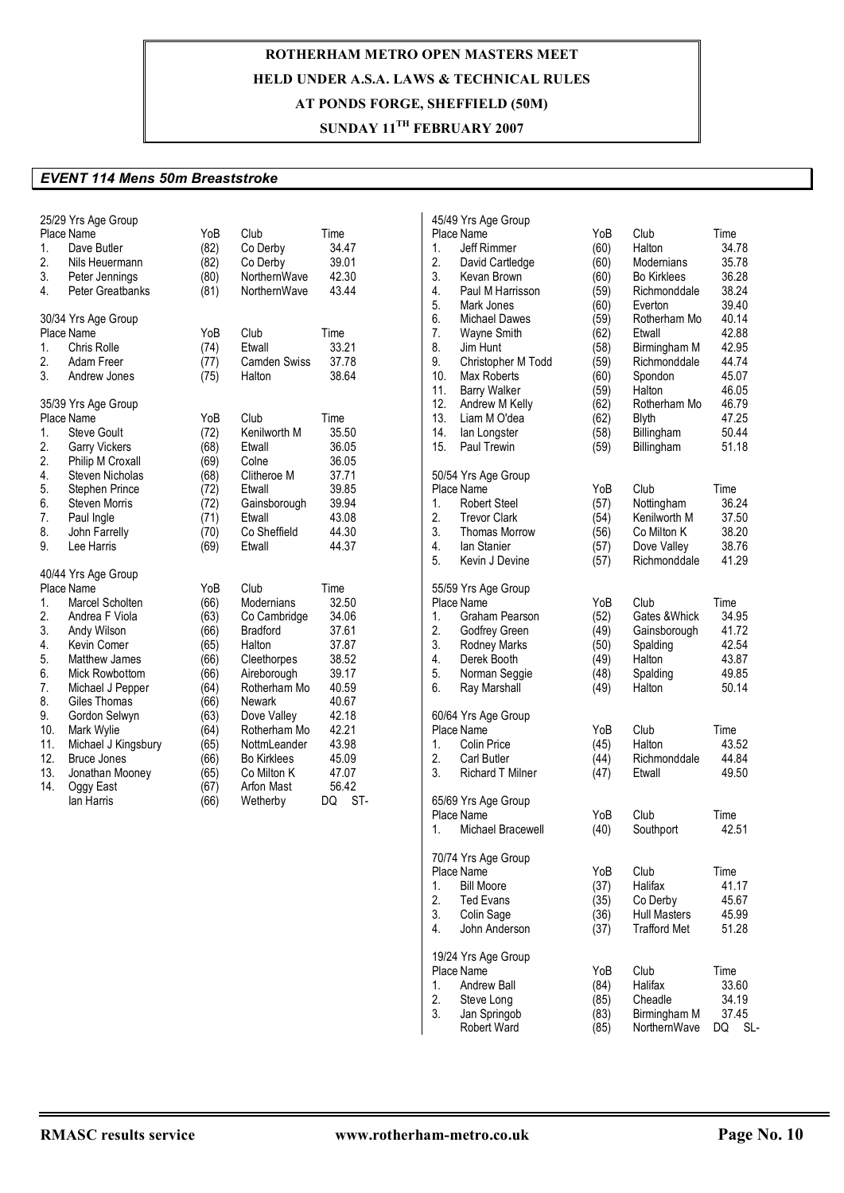**ROTHERHAM METRO OPEN MASTERS MEET**

**HELD UNDER A.S.A. LAWS & TECHNICAL RULES**

**AT PONDS FORGE, SHEFFIELD (50M)**

**SUNDAY 11TH FEBRUARY 2007**

## *EVENT 114 Mens 50m Breaststroke*

25/29 Yrs Age Group

| Place | Name | YoB | Club | Time |
|---|---|---|---|---|
| 1. | Dave Butler | (82) | Co Derby | 34.47 |
| 2. | Nils Heuermann | (82) | Co Derby | 39.01 |
| 3. | Peter Jennings | (80) | NorthernWave | 42.30 |
| 4. | Peter Greatbanks | (81) | NorthernWave | 43.44 |

30/34 Yrs Age Group

| Place | Name | YoB | Club | Time |
|---|---|---|---|---|
| 1. | Chris Rolle | (74) | Etwall | 33.21 |
| 2. | Adam Freer | (77) | Camden Swiss | 37.78 |
| 3. | Andrew Jones | (75) | Halton | 38.64 |

35/39 Yrs Age Group

| Place | Name | YoB | Club | Time |
|---|---|---|---|---|
| 1. | Steve Goult | (72) | Kenilworth M | 35.50 |
| 2. | Garry Vickers | (68) | Etwall | 36.05 |
| 2. | Philip M Croxall | (69) | Colne | 36.05 |
| 4. | Steven Nicholas | (68) | Clitheroe M | 37.71 |
| 5. | Stephen Prince | (72) | Etwall | 39.85 |
| 6. | Steven Morris | (72) | Gainsborough | 39.94 |
| 7. | Paul Ingle | (71) | Etwall | 43.08 |
| 8. | John Farrelly | (70) | Co Sheffield | 44.30 |
| 9. | Lee Harris | (69) | Etwall | 44.37 |

40/44 Yrs Age Group

| Place | Name | YoB | Club | Time |
|---|---|---|---|---|
| 1. | Marcel Scholten | (66) | Modernians | 32.50 |
| 2. | Andrea F Viola | (63) | Co Cambridge | 34.06 |
| 3. | Andy Wilson | (66) | Bradford | 37.61 |
| 4. | Kevin Comer | (65) | Halton | 37.87 |
| 5. | Matthew James | (66) | Cleethorpes | 38.52 |
| 6. | Mick Rowbottom | (66) | Aireborough | 39.17 |
| 7. | Michael J Pepper | (64) | Rotherham Mo | 40.59 |
| 8. | Giles Thomas | (66) | Newark | 40.67 |
| 9. | Gordon Selwyn | (63) | Dove Valley | 42.18 |
| 10. | Mark Wylie | (64) | Rotherham Mo | 42.21 |
| 11. | Michael J Kingsbury | (65) | NottmLeander | 43.98 |
| 12. | Bruce Jones | (66) | Bo Kirklees | 45.09 |
| 13. | Jonathan Mooney | (65) | Co Milton K | 47.07 |
| 14. | Oggy East | (67) | Arfon Mast | 56.42 |
| | Ian Harris | (66) | Wetherby | DQ ST- |

45/49 Yrs Age Group

| Place | Name | YoB | Club | Time |
|---|---|---|---|---|
| 1. | Jeff Rimmer | (60) | Halton | 34.78 |
| 2. | David Cartledge | (60) | Modernians | 35.78 |
| 3. | Kevan Brown | (60) | Bo Kirklees | 36.28 |
| 4. | Paul M Harrisson | (59) | Richmonddale | 38.24 |
| 5. | Mark Jones | (60) | Everton | 39.40 |
| 6. | Michael Dawes | (59) | Rotherham Mo | 40.14 |
| 7. | Wayne Smith | (62) | Etwall | 42.88 |
| 8. | Jim Hunt | (58) | Birmingham M | 42.95 |
| 9. | Christopher M Todd | (59) | Richmonddale | 44.74 |
| 10. | Max Roberts | (60) | Spondon | 45.07 |
| 11. | Barry Walker | (59) | Halton | 46.05 |
| 12. | Andrew M Kelly | (62) | Rotherham Mo | 46.79 |
| 13. | Liam M O'dea | (62) | Blyth | 47.25 |
| 14. | Ian Longster | (58) | Billingham | 50.44 |
| 15. | Paul Trewin | (59) | Billingham | 51.18 |

50/54 Yrs Age Group

| Place | Name | YoB | Club | Time |
|---|---|---|---|---|
| 1. | Robert Steel | (57) | Nottingham | 36.24 |
| 2. | Trevor Clark | (54) | Kenilworth M | 37.50 |
| 3. | Thomas Morrow | (56) | Co Milton K | 38.20 |
| 4. | Ian Stanier | (57) | Dove Valley | 38.76 |
| 5. | Kevin J Devine | (57) | Richmonddale | 41.29 |

55/59 Yrs Age Group

| Place | Name | YoB | Club | Time |
|---|---|---|---|---|
| 1. | Graham Pearson | (52) | Gates &Whick | 34.95 |
| 2. | Godfrey Green | (49) | Gainsborough | 41.72 |
| 3. | Rodney Marks | (50) | Spalding | 42.54 |
| 4. | Derek Booth | (49) | Halton | 43.87 |
| 5. | Norman Seggie | (48) | Spalding | 49.85 |
| 6. | Ray Marshall | (49) | Halton | 50.14 |

60/64 Yrs Age Group

| Place | Name | YoB | Club | Time |
|---|---|---|---|---|
| 1. | Colin Price | (45) | Halton | 43.52 |
| 2. | Carl Butler | (44) | Richmonddale | 44.84 |
| 3. | Richard T Milner | (47) | Etwall | 49.50 |

65/69 Yrs Age Group

| Place | Name | YoB | Club | Time |
|---|---|---|---|---|
| 1. | Michael Bracewell | (40) | Southport | 42.51 |

70/74 Yrs Age Group

| Place | Name | YoB | Club | Time |
|---|---|---|---|---|
| 1. | Bill Moore | (37) | Halifax | 41.17 |
| 2. | Ted Evans | (35) | Co Derby | 45.67 |
| 3. | Colin Sage | (36) | Hull Masters | 45.99 |
| 4. | John Anderson | (37) | Trafford Met | 51.28 |

19/24 Yrs Age Group

| Place | Name | YoB | Club | Time |
|---|---|---|---|---|
| 1. | Andrew Ball | (84) | Halifax | 33.60 |
| 2. | Steve Long | (85) | Cheadle | 34.19 |
| 3. | Jan Springob | (83) | Birmingham M | 37.45 |
| | Robert Ward | (85) | NorthernWave | DQ SL- |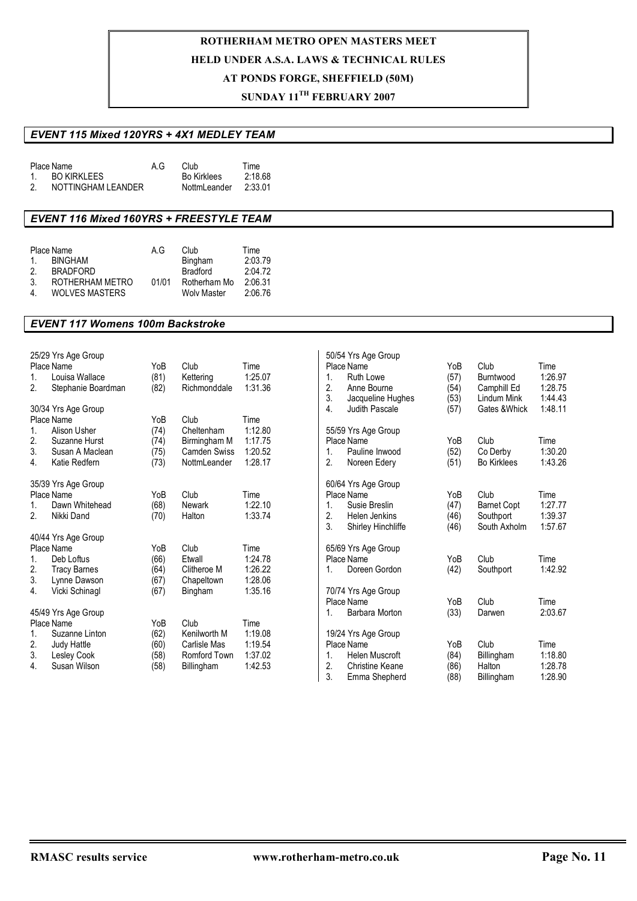**ROTHERHAM METRO OPEN MASTERS MEET**
**HELD UNDER A.S.A. LAWS & TECHNICAL RULES**
**AT PONDS FORGE, SHEFFIELD (50M)**
**SUNDAY 11TH FEBRUARY 2007**

## EVENT 115 Mixed 120YRS + 4X1 MEDLEY TEAM

| Place | Name | A.G | Club | Time |
|---|---|---|---|---|
| 1. | BO KIRKLEES | | Bo Kirklees | 2:18.68 |
| 2. | NOTTINGHAM LEANDER | | NottmLeander | 2:33.01 |

## EVENT 116 Mixed 160YRS + FREESTYLE TEAM

| Place | Name | A.G | Club | Time |
|---|---|---|---|---|
| 1. | BINGHAM | | Bingham | 2:03.79 |
| 2. | BRADFORD | | Bradford | 2:04.72 |
| 3. | ROTHERHAM METRO | 01/01 | Rotherham Mo | 2:06.31 |
| 4. | WOLVES MASTERS | | Wolv Master | 2:06.76 |

## EVENT 117 Womens 100m Backstroke

**25/29 Yrs Age Group**

| Place | Name | YoB | Club | Time |
|---|---|---|---|---|
| 1. | Louisa Wallace | (81) | Kettering | 1:25.07 |
| 2. | Stephanie Boardman | (82) | Richmonddale | 1:31.36 |

**30/34 Yrs Age Group**

| Place | Name | YoB | Club | Time |
|---|---|---|---|---|
| 1. | Alison Usher | (74) | Cheltenham | 1:12.80 |
| 2. | Suzanne Hurst | (74) | Birmingham M | 1:17.75 |
| 3. | Susan A Maclean | (75) | Camden Swiss | 1:20.52 |
| 4. | Katie Redfern | (73) | NottmLeander | 1:28.17 |

**35/39 Yrs Age Group**

| Place | Name | YoB | Club | Time |
|---|---|---|---|---|
| 1. | Dawn Whitehead | (68) | Newark | 1:22.10 |
| 2. | Nikki Dand | (70) | Halton | 1:33.74 |

**40/44 Yrs Age Group**

| Place | Name | YoB | Club | Time |
|---|---|---|---|---|
| 1. | Deb Loftus | (66) | Etwall | 1:24.78 |
| 2. | Tracy Barnes | (64) | Clitheroe M | 1:26.22 |
| 3. | Lynne Dawson | (67) | Chapeltown | 1:28.06 |
| 4. | Vicki Schinagl | (67) | Bingham | 1:35.16 |

**45/49 Yrs Age Group**

| Place | Name | YoB | Club | Time |
|---|---|---|---|---|
| 1. | Suzanne Linton | (62) | Kenilworth M | 1:19.08 |
| 2. | Judy Hattle | (60) | Carlisle Mas | 1:19.54 |
| 3. | Lesley Cook | (58) | Romford Town | 1:37.02 |
| 4. | Susan Wilson | (58) | Billingham | 1:42.53 |

**50/54 Yrs Age Group**

| Place | Name | YoB | Club | Time |
|---|---|---|---|---|
| 1. | Ruth Lowe | (57) | Burntwood | 1:26.97 |
| 2. | Anne Bourne | (54) | Camphill Ed | 1:28.75 |
| 3. | Jacqueline Hughes | (53) | Lindum Mink | 1:44.43 |
| 4. | Judith Pascale | (57) | Gates &Whick | 1:48.11 |

**55/59 Yrs Age Group**

| Place | Name | YoB | Club | Time |
|---|---|---|---|---|
| 1. | Pauline Inwood | (52) | Co Derby | 1:30.20 |
| 2. | Noreen Edery | (51) | Bo Kirklees | 1:43.26 |

**60/64 Yrs Age Group**

| Place | Name | YoB | Club | Time |
|---|---|---|---|---|
| 1. | Susie Breslin | (47) | Barnet Copt | 1:27.77 |
| 2. | Helen Jenkins | (46) | Southport | 1:39.37 |
| 3. | Shirley Hinchliffe | (46) | South Axholm | 1:57.67 |

**65/69 Yrs Age Group**

| Place | Name | YoB | Club | Time |
|---|---|---|---|---|
| 1. | Doreen Gordon | (42) | Southport | 1:42.92 |

**70/74 Yrs Age Group**

| Place | Name | YoB | Club | Time |
|---|---|---|---|---|
| 1. | Barbara Morton | (33) | Darwen | 2:03.67 |

**19/24 Yrs Age Group**

| Place | Name | YoB | Club | Time |
|---|---|---|---|---|
| 1. | Helen Muscroft | (84) | Billingham | 1:18.80 |
| 2. | Christine Keane | (86) | Halton | 1:28.78 |
| 3. | Emma Shepherd | (88) | Billingham | 1:28.90 |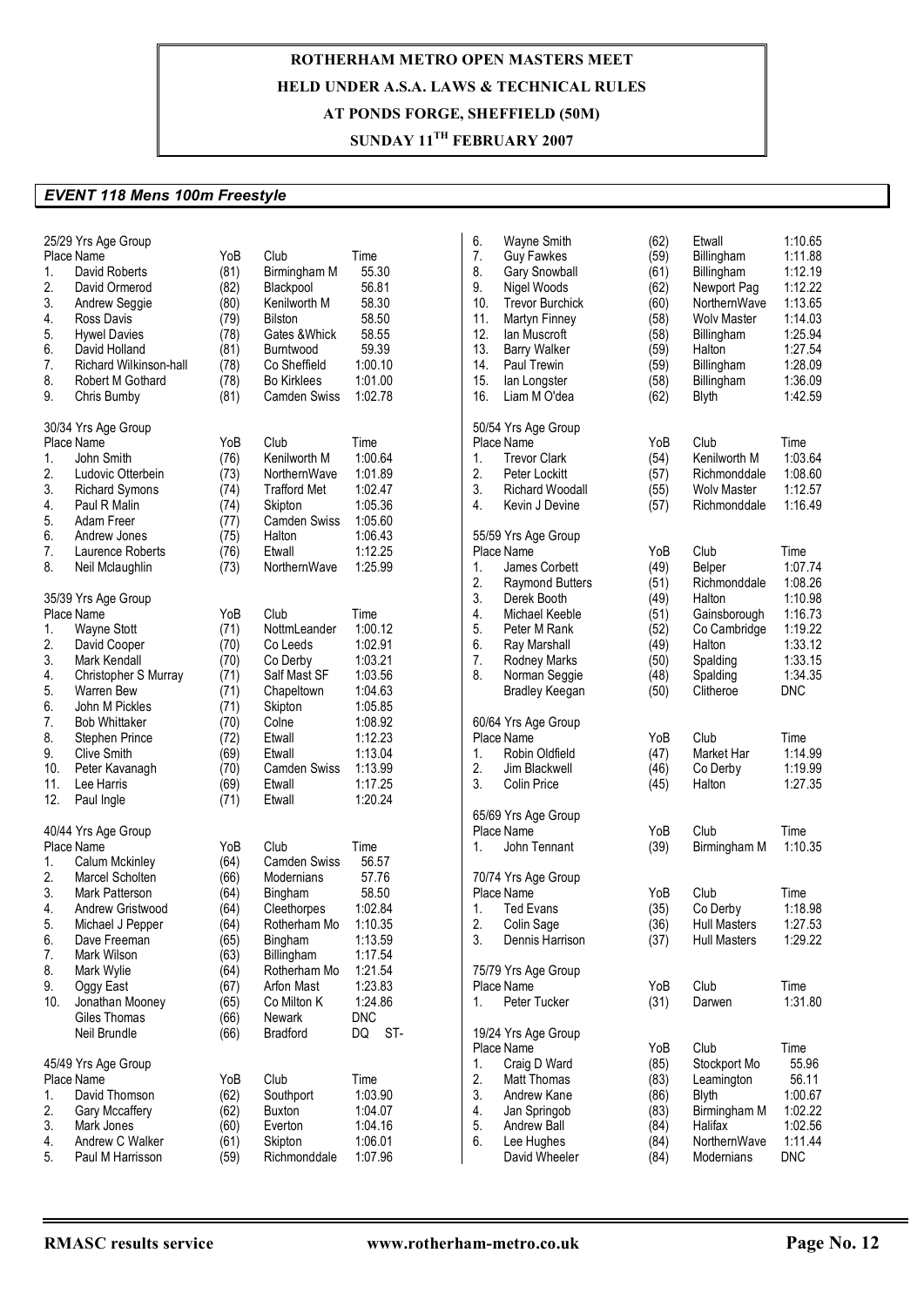# ROTHERHAM METRO OPEN MASTERS MEET

**HELD UNDER A.S.A. LAWS & TECHNICAL RULES**

**AT PONDS FORGE, SHEFFIELD (50M)**

**SUNDAY 11TH FEBRUARY 2007**

## *EVENT 118 Mens 100m Freestyle*

### 25/29 Yrs Age Group

| Place | Name | YoB | Club | Time |
|---|---|---|---|---|
| 1. | David Roberts | (81) | Birmingham M | 55.30 |
| 2. | David Ormerod | (82) | Blackpool | 56.81 |
| 3. | Andrew Seggie | (80) | Kenilworth M | 58.30 |
| 4. | Ross Davis | (79) | Bilston | 58.50 |
| 5. | Hywel Davies | (78) | Gates &Whick | 58.55 |
| 6. | David Holland | (81) | Burntwood | 59.39 |
| 7. | Richard Wilkinson-hall | (78) | Co Sheffield | 1:00.10 |
| 8. | Robert M Gothard | (78) | Bo Kirklees | 1:01.00 |
| 9. | Chris Burnby | (81) | Camden Swiss | 1:02.78 |

### 30/34 Yrs Age Group

| Place | Name | YoB | Club | Time |
|---|---|---|---|---|
| 1. | John Smith | (76) | Kenilworth M | 1:00.64 |
| 2. | Ludovic Otterbein | (73) | NorthernWave | 1:01.89 |
| 3. | Richard Symons | (74) | Trafford Met | 1:02.47 |
| 4. | Paul R Malin | (74) | Skipton | 1:05.36 |
| 5. | Adam Freer | (77) | Camden Swiss | 1:05.60 |
| 6. | Andrew Jones | (75) | Halton | 1:06.43 |
| 7. | Laurence Roberts | (76) | Etwall | 1:12.25 |
| 8. | Neil Mclaughlin | (73) | NorthernWave | 1:25.99 |

### 35/39 Yrs Age Group

| Place | Name | YoB | Club | Time |
|---|---|---|---|---|
| 1. | Wayne Stott | (71) | NottmLeander | 1:00.12 |
| 2. | David Cooper | (70) | Co Leeds | 1:02.91 |
| 3. | Mark Kendall | (70) | Co Derby | 1:03.21 |
| 4. | Christopher S Murray | (71) | Salf Mast SF | 1:03.56 |
| 5. | Warren Bew | (71) | Chapeltown | 1:04.63 |
| 6. | John M Pickles | (71) | Skipton | 1:05.85 |
| 7. | Bob Whittaker | (70) | Colne | 1:08.92 |
| 8. | Stephen Prince | (72) | Etwall | 1:12.23 |
| 9. | Clive Smith | (69) | Etwall | 1:13.04 |
| 10. | Peter Kavanagh | (70) | Camden Swiss | 1:13.99 |
| 11. | Lee Harris | (69) | Etwall | 1:17.25 |
| 12. | Paul Ingle | (71) | Etwall | 1:20.24 |

### 40/44 Yrs Age Group

| Place | Name | YoB | Club | Time |
|---|---|---|---|---|
| 1. | Calum Mckinley | (64) | Camden Swiss | 56.57 |
| 2. | Marcel Scholten | (66) | Modernians | 57.76 |
| 3. | Mark Patterson | (64) | Bingham | 58.50 |
| 4. | Andrew Gristwood | (64) | Cleethorpes | 1:02.84 |
| 5. | Michael J Pepper | (64) | Rotherham Mo | 1:10.35 |
| 6. | Dave Freeman | (65) | Bingham | 1:13.59 |
| 7. | Mark Wilson | (63) | Billingham | 1:17.54 |
| 8. | Mark Wylie | (64) | Rotherham Mo | 1:21.54 |
| 9. | Oggy East | (67) | Arfon Mast | 1:23.83 |
| 10. | Jonathan Mooney | (65) | Co Milton K | 1:24.86 |
| | Giles Thomas | (66) | Newark | DNC |
| | Neil Brundle | (66) | Bradford | DQ ST- |

### 45/49 Yrs Age Group

| Place | Name | YoB | Club | Time |
|---|---|---|---|---|
| 1. | David Thomson | (62) | Southport | 1:03.90 |
| 2. | Gary Mccaffery | (62) | Buxton | 1:04.07 |
| 3. | Mark Jones | (60) | Everton | 1:04.16 |
| 4. | Andrew C Walker | (61) | Skipton | 1:06.01 |
| 5. | Paul M Harrisson | (59) | Richmonddale | 1:07.96 |
| 6. | Wayne Smith | (62) | Etwall | 1:10.65 |
| 7. | Guy Fawkes | (59) | Billingham | 1:11.88 |
| 8. | Gary Snowball | (61) | Billingham | 1:12.19 |
| 9. | Nigel Woods | (62) | Newport Pag | 1:12.22 |
| 10. | Trevor Burchick | (60) | NorthernWave | 1:13.65 |
| 11. | Martyn Finney | (58) | Wolv Master | 1:14.03 |
| 12. | Ian Muscroft | (58) | Billingham | 1:25.94 |
| 13. | Barry Walker | (59) | Halton | 1:27.54 |
| 14. | Paul Trewin | (59) | Billingham | 1:28.09 |
| 15. | Ian Longster | (58) | Billingham | 1:36.09 |
| 16. | Liam M O'dea | (62) | Blyth | 1:42.59 |

### 50/54 Yrs Age Group

| Place | Name | YoB | Club | Time |
|---|---|---|---|---|
| 1. | Trevor Clark | (54) | Kenilworth M | 1:03.64 |
| 2. | Peter Lockitt | (57) | Richmonddale | 1:08.60 |
| 3. | Richard Woodall | (55) | Wolv Master | 1:12.57 |
| 4. | Kevin J Devine | (57) | Richmonddale | 1:16.49 |

### 55/59 Yrs Age Group

| Place | Name | YoB | Club | Time |
|---|---|---|---|---|
| 1. | James Corbett | (49) | Belper | 1:07.74 |
| 2. | Raymond Butters | (51) | Richmonddale | 1:08.26 |
| 3. | Derek Booth | (49) | Halton | 1:10.98 |
| 4. | Michael Keeble | (51) | Gainsborough | 1:16.73 |
| 5. | Peter M Rank | (52) | Co Cambridge | 1:19.22 |
| 6. | Ray Marshall | (49) | Halton | 1:33.12 |
| 7. | Rodney Marks | (50) | Spalding | 1:33.15 |
| 8. | Norman Seggie | (48) | Spalding | 1:34.35 |
| | Bradley Keegan | (50) | Clitheroe | DNC |

### 60/64 Yrs Age Group

| Place | Name | YoB | Club | Time |
|---|---|---|---|---|
| 1. | Robin Oldfield | (47) | Market Har | 1:14.99 |
| 2. | Jim Blackwell | (46) | Co Derby | 1:19.99 |
| 3. | Colin Price | (45) | Halton | 1:27.35 |

### 65/69 Yrs Age Group

| Place | Name | YoB | Club | Time |
|---|---|---|---|---|
| 1. | John Tennant | (39) | Birmingham M | 1:10.35 |

### 70/74 Yrs Age Group

| Place | Name | YoB | Club | Time |
|---|---|---|---|---|
| 1. | Ted Evans | (35) | Co Derby | 1:18.98 |
| 2. | Colin Sage | (36) | Hull Masters | 1:27.53 |
| 3. | Dennis Harrison | (37) | Hull Masters | 1:29.22 |

### 75/79 Yrs Age Group

| Place | Name | YoB | Club | Time |
|---|---|---|---|---|
| 1. | Peter Tucker | (31) | Darwen | 1:31.80 |

### 19/24 Yrs Age Group

| Place | Name | YoB | Club | Time |
|---|---|---|---|---|
| 1. | Craig D Ward | (85) | Stockport Mo | 55.96 |
| 2. | Matt Thomas | (83) | Leamington | 56.11 |
| 3. | Andrew Kane | (86) | Blyth | 1:00.67 |
| 4. | Jan Springob | (83) | Birmingham M | 1:02.22 |
| 5. | Andrew Ball | (84) | Halifax | 1:02.56 |
| 6. | Lee Hughes | (84) | NorthernWave | 1:11.44 |
| | David Wheeler | (84) | Modernians | DNC |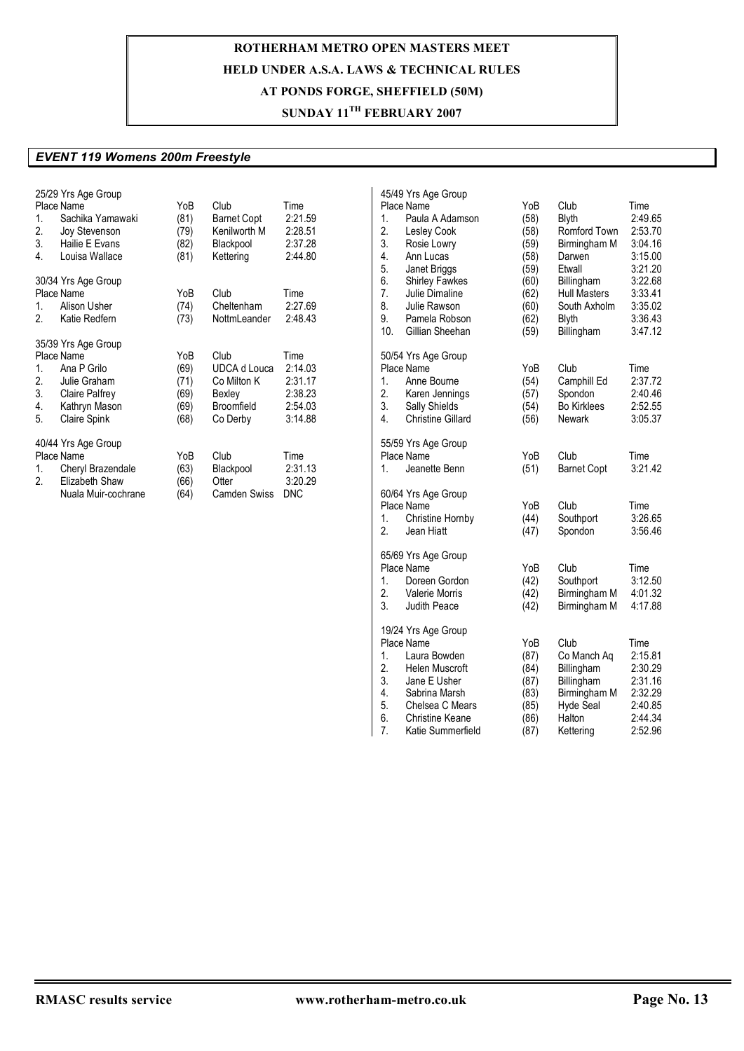# ROTHERHAM METRO OPEN MASTERS MEET

**HELD UNDER A.S.A. LAWS & TECHNICAL RULES**

**AT PONDS FORGE, SHEFFIELD (50M)**

**SUNDAY 11TH FEBRUARY 2007**

## *EVENT 119 Womens 200m Freestyle*

25/29 Yrs Age Group

| Place | Name | YoB | Club | Time |
|---|---|---|---|---|
| 1. | Sachika Yamawaki | (81) | Barnet Copt | 2:21.59 |
| 2. | Joy Stevenson | (79) | Kenilworth M | 2:28.51 |
| 3. | Hailie E Evans | (82) | Blackpool | 2:37.28 |
| 4. | Louisa Wallace | (81) | Kettering | 2:44.80 |

30/34 Yrs Age Group

| Place | Name | YoB | Club | Time |
|---|---|---|---|---|
| 1. | Alison Usher | (74) | Cheltenham | 2:27.69 |
| 2. | Katie Redfern | (73) | NottmLeander | 2:48.43 |

35/39 Yrs Age Group

| Place | Name | YoB | Club | Time |
|---|---|---|---|---|
| 1. | Ana P Grilo | (69) | UDCA d Louca | 2:14.03 |
| 2. | Julie Graham | (71) | Co Milton K | 2:31.17 |
| 3. | Claire Palfrey | (69) | Bexley | 2:38.23 |
| 4. | Kathryn Mason | (69) | Broomfield | 2:54.03 |
| 5. | Claire Spink | (68) | Co Derby | 3:14.88 |

40/44 Yrs Age Group

| Place | Name | YoB | Club | Time |
|---|---|---|---|---|
| 1. | Cheryl Brazendale | (63) | Blackpool | 2:31.13 |
| 2. | Elizabeth Shaw | (66) | Otter | 3:20.29 |
| | Nuala Muir-cochrane | (64) | Camden Swiss | DNC |

45/49 Yrs Age Group

| Place | Name | YoB | Club | Time |
|---|---|---|---|---|
| 1. | Paula A Adamson | (58) | Blyth | 2:49.65 |
| 2. | Lesley Cook | (58) | Romford Town | 2:53.70 |
| 3. | Rosie Lowry | (59) | Birmingham M | 3:04.16 |
| 4. | Ann Lucas | (58) | Darwen | 3:15.00 |
| 5. | Janet Briggs | (59) | Etwall | 3:21.20 |
| 6. | Shirley Fawkes | (60) | Billingham | 3:22.68 |
| 7. | Julie Dimaline | (62) | Hull Masters | 3:33.41 |
| 8. | Julie Rawson | (60) | South Axholm | 3:35.02 |
| 9. | Pamela Robson | (62) | Blyth | 3:36.43 |
| 10. | Gillian Sheehan | (59) | Billingham | 3:47.12 |

50/54 Yrs Age Group

| Place | Name | YoB | Club | Time |
|---|---|---|---|---|
| 1. | Anne Bourne | (54) | Camphill Ed | 2:37.72 |
| 2. | Karen Jennings | (57) | Spondon | 2:40.46 |
| 3. | Sally Shields | (54) | Bo Kirklees | 2:52.55 |
| 4. | Christine Gillard | (56) | Newark | 3:05.37 |

55/59 Yrs Age Group

| Place | Name | YoB | Club | Time |
|---|---|---|---|---|
| 1. | Jeanette Benn | (51) | Barnet Copt | 3:21.42 |

60/64 Yrs Age Group

| Place | Name | YoB | Club | Time |
|---|---|---|---|---|
| 1. | Christine Hornby | (44) | Southport | 3:26.65 |
| 2. | Jean Hiatt | (47) | Spondon | 3:56.46 |

65/69 Yrs Age Group

| Place | Name | YoB | Club | Time |
|---|---|---|---|---|
| 1. | Doreen Gordon | (42) | Southport | 3:12.50 |
| 2. | Valerie Morris | (42) | Birmingham M | 4:01.32 |
| 3. | Judith Peace | (42) | Birmingham M | 4:17.88 |

19/24 Yrs Age Group

| Place | Name | YoB | Club | Time |
|---|---|---|---|---|
| 1. | Laura Bowden | (87) | Co Manch Aq | 2:15.81 |
| 2. | Helen Muscroft | (84) | Billingham | 2:30.29 |
| 3. | Jane E Usher | (87) | Billingham | 2:31.16 |
| 4. | Sabrina Marsh | (83) | Birmingham M | 2:32.29 |
| 5. | Chelsea C Mears | (85) | Hyde Seal | 2:40.85 |
| 6. | Christine Keane | (86) | Halton | 2:44.34 |
| 7. | Katie Summerfield | (87) | Kettering | 2:52.96 |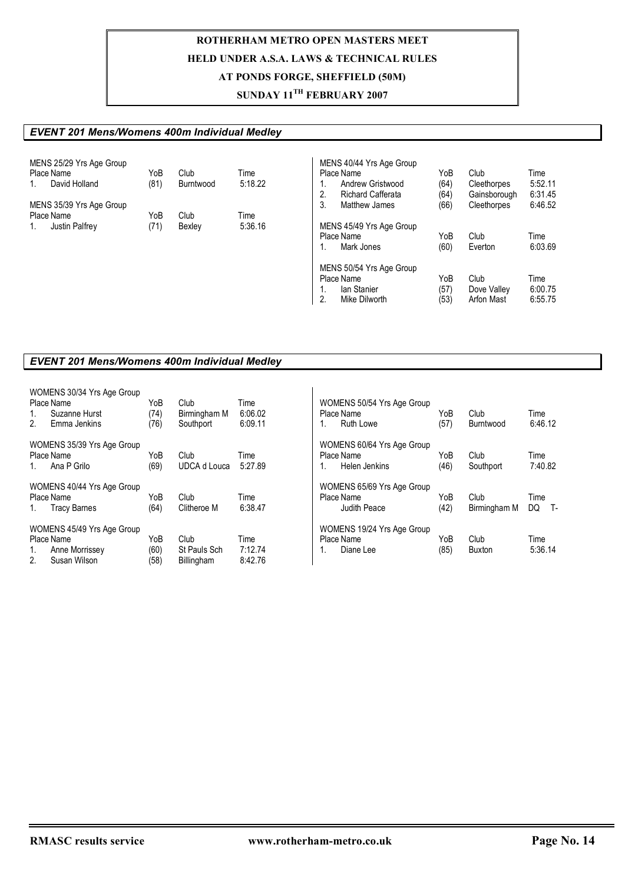ROTHERHAM METRO OPEN MASTERS MEET

HELD UNDER A.S.A. LAWS & TECHNICAL RULES

AT PONDS FORGE, SHEFFIELD (50M)

SUNDAY 11TH FEBRUARY 2007

### *EVENT 201 Mens/Womens 400m Individual Medley*

MENS 25/29 Yrs Age Group

| Place | Name | YoB | Club | Time |
|---|---|---|---|---|
| 1. | David Holland | (81) | Burntwood | 5:18.22 |

MENS 35/39 Yrs Age Group

| Place | Name | YoB | Club | Time |
|---|---|---|---|---|
| 1. | Justin Palfrey | (71) | Bexley | 5:36.16 |

MENS 40/44 Yrs Age Group

| Place | Name | YoB | Club | Time |
|---|---|---|---|---|
| 1. | Andrew Gristwood | (64) | Cleethorpes | 5:52.11 |
| 2. | Richard Cafferata | (64) | Gainsborough | 6:31.45 |
| 3. | Matthew James | (66) | Cleethorpes | 6:46.52 |

MENS 45/49 Yrs Age Group

| Place | Name | YoB | Club | Time |
|---|---|---|---|---|
| 1. | Mark Jones | (60) | Everton | 6:03.69 |

MENS 50/54 Yrs Age Group

| Place | Name | YoB | Club | Time |
|---|---|---|---|---|
| 1. | Ian Stanier | (57) | Dove Valley | 6:00.75 |
| 2. | Mike Dilworth | (53) | Arfon Mast | 6:55.75 |

### *EVENT 201 Mens/Womens 400m Individual Medley*

WOMENS 30/34 Yrs Age Group

| Place | Name | YoB | Club | Time |
|---|---|---|---|---|
| 1. | Suzanne Hurst | (74) | Birmingham M | 6:06.02 |
| 2. | Emma Jenkins | (76) | Southport | 6:09.11 |

WOMENS 35/39 Yrs Age Group

| Place | Name | YoB | Club | Time |
|---|---|---|---|---|
| 1. | Ana P Grilo | (69) | UDCA d Louca | 5:27.89 |

WOMENS 40/44 Yrs Age Group

| Place | Name | YoB | Club | Time |
|---|---|---|---|---|
| 1. | Tracy Barnes | (64) | Clitheroe M | 6:38.47 |

WOMENS 45/49 Yrs Age Group

| Place | Name | YoB | Club | Time |
|---|---|---|---|---|
| 1. | Anne Morrissey | (60) | St Pauls Sch | 7:12.74 |
| 2. | Susan Wilson | (58) | Billingham | 8:42.76 |

WOMENS 50/54 Yrs Age Group

| Place | Name | YoB | Club | Time |
|---|---|---|---|---|
| 1. | Ruth Lowe | (57) | Burntwood | 6:46.12 |

WOMENS 60/64 Yrs Age Group

| Place | Name | YoB | Club | Time |
|---|---|---|---|---|
| 1. | Helen Jenkins | (46) | Southport | 7:40.82 |

WOMENS 65/69 Yrs Age Group

| Place | Name | YoB | Club | Time |
|---|---|---|---|---|
| | Judith Peace | (42) | Birmingham M | DQ T- |

WOMENS 19/24 Yrs Age Group

| Place | Name | YoB | Club | Time |
|---|---|---|---|---|
| 1. | Diane Lee | (85) | Buxton | 5:36.14 |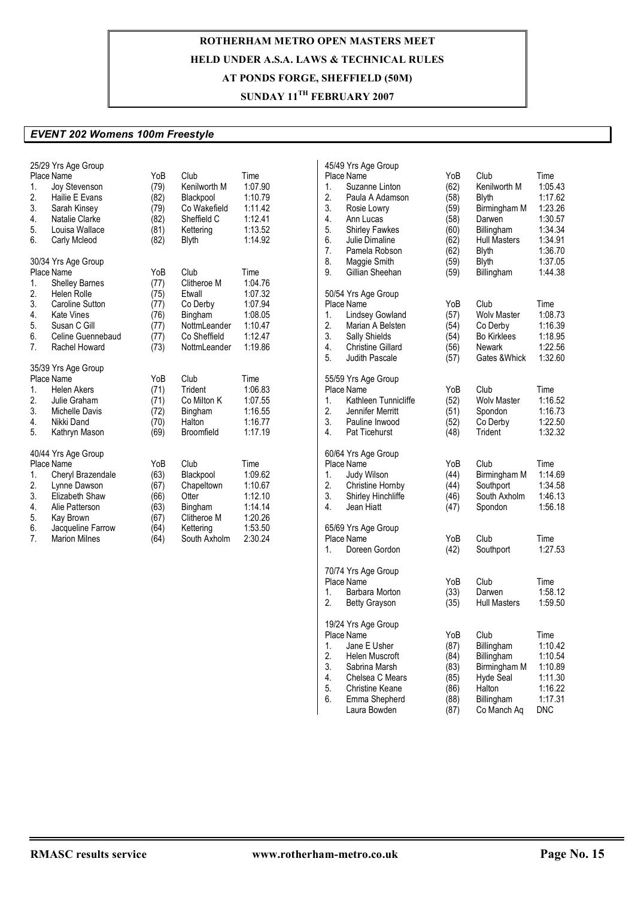**ROTHERHAM METRO OPEN MASTERS MEET**
**HELD UNDER A.S.A. LAWS & TECHNICAL RULES**
**AT PONDS FORGE, SHEFFIELD (50M)**
**SUNDAY 11TH FEBRUARY 2007**

## *EVENT 202 Womens 100m Freestyle*

### 25/29 Yrs Age Group

| Place | Name | YoB | Club | Time |
|---|---|---|---|---|
| 1. | Joy Stevenson | (79) | Kenilworth M | 1:07.90 |
| 2. | Hailie E Evans | (82) | Blackpool | 1:10.79 |
| 3. | Sarah Kinsey | (79) | Co Wakefield | 1:11.42 |
| 4. | Natalie Clarke | (82) | Sheffield C | 1:12.41 |
| 5. | Louisa Wallace | (81) | Kettering | 1:13.52 |
| 6. | Carly Mcleod | (82) | Blyth | 1:14.92 |

### 30/34 Yrs Age Group

| Place | Name | YoB | Club | Time |
|---|---|---|---|---|
| 1. | Shelley Barnes | (77) | Clitheroe M | 1:04.76 |
| 2. | Helen Rolle | (75) | Etwall | 1:07.32 |
| 3. | Caroline Sutton | (77) | Co Derby | 1:07.94 |
| 4. | Kate Vines | (76) | Bingham | 1:08.05 |
| 5. | Susan C Gill | (77) | NottmLeander | 1:10.47 |
| 6. | Celine Guennebaud | (77) | Co Sheffield | 1:12.47 |
| 7. | Rachel Howard | (73) | NottmLeander | 1:19.86 |

### 35/39 Yrs Age Group

| Place | Name | YoB | Club | Time |
|---|---|---|---|---|
| 1. | Helen Akers | (71) | Trident | 1:06.83 |
| 2. | Julie Graham | (71) | Co Milton K | 1:07.55 |
| 3. | Michelle Davis | (72) | Bingham | 1:16.55 |
| 4. | Nikki Dand | (70) | Halton | 1:16.77 |
| 5. | Kathryn Mason | (69) | Broomfield | 1:17.19 |

### 40/44 Yrs Age Group

| Place | Name | YoB | Club | Time |
|---|---|---|---|---|
| 1. | Cheryl Brazendale | (63) | Blackpool | 1:09.62 |
| 2. | Lynne Dawson | (67) | Chapeltown | 1:10.67 |
| 3. | Elizabeth Shaw | (66) | Otter | 1:12.10 |
| 4. | Alie Patterson | (63) | Bingham | 1:14.14 |
| 5. | Kay Brown | (67) | Clitheroe M | 1:20.26 |
| 6. | Jacqueline Farrow | (64) | Kettering | 1:53.50 |
| 7. | Marion Milnes | (64) | South Axholm | 2:30.24 |

### 45/49 Yrs Age Group

| Place | Name | YoB | Club | Time |
|---|---|---|---|---|
| 1. | Suzanne Linton | (62) | Kenilworth M | 1:05.43 |
| 2. | Paula A Adamson | (58) | Blyth | 1:17.62 |
| 3. | Rosie Lowry | (59) | Birmingham M | 1:23.26 |
| 4. | Ann Lucas | (58) | Darwen | 1:30.57 |
| 5. | Shirley Fawkes | (60) | Billingham | 1:34.34 |
| 6. | Julie Dimaline | (62) | Hull Masters | 1:34.91 |
| 7. | Pamela Robson | (62) | Blyth | 1:36.70 |
| 8. | Maggie Smith | (59) | Blyth | 1:37.05 |
| 9. | Gillian Sheehan | (59) | Billingham | 1:44.38 |

### 50/54 Yrs Age Group

| Place | Name | YoB | Club | Time |
|---|---|---|---|---|
| 1. | Lindsey Gowland | (57) | Wolv Master | 1:08.73 |
| 2. | Marian A Belsten | (54) | Co Derby | 1:16.39 |
| 3. | Sally Shields | (54) | Bo Kirklees | 1:18.95 |
| 4. | Christine Gillard | (56) | Newark | 1:22.56 |
| 5. | Judith Pascale | (57) | Gates &Whick | 1:32.60 |

### 55/59 Yrs Age Group

| Place | Name | YoB | Club | Time |
|---|---|---|---|---|
| 1. | Kathleen Tunnicliffe | (52) | Wolv Master | 1:16.52 |
| 2. | Jennifer Merritt | (51) | Spondon | 1:16.73 |
| 3. | Pauline Inwood | (52) | Co Derby | 1:22.50 |
| 4. | Pat Ticehurst | (48) | Trident | 1:32.32 |

### 60/64 Yrs Age Group

| Place | Name | YoB | Club | Time |
|---|---|---|---|---|
| 1. | Judy Wilson | (44) | Birmingham M | 1:14.69 |
| 2. | Christine Hornby | (44) | Southport | 1:34.58 |
| 3. | Shirley Hinchliffe | (46) | South Axholm | 1:46.13 |
| 4. | Jean Hiatt | (47) | Spondon | 1:56.18 |

### 65/69 Yrs Age Group

| Place | Name | YoB | Club | Time |
|---|---|---|---|---|
| 1. | Doreen Gordon | (42) | Southport | 1:27.53 |

### 70/74 Yrs Age Group

| Place | Name | YoB | Club | Time |
|---|---|---|---|---|
| 1. | Barbara Morton | (33) | Darwen | 1:58.12 |
| 2. | Betty Grayson | (35) | Hull Masters | 1:59.50 |

### 19/24 Yrs Age Group

| Place | Name | YoB | Club | Time |
|---|---|---|---|---|
| 1. | Jane E Usher | (87) | Billingham | 1:10.42 |
| 2. | Helen Muscroft | (84) | Billingham | 1:10.54 |
| 3. | Sabrina Marsh | (83) | Birmingham M | 1:10.89 |
| 4. | Chelsea C Mears | (85) | Hyde Seal | 1:11.30 |
| 5. | Christine Keane | (86) | Halton | 1:16.22 |
| 6. | Emma Shepherd | (88) | Billingham | 1:17.31 |
| | Laura Bowden | (87) | Co Manch Aq | DNC |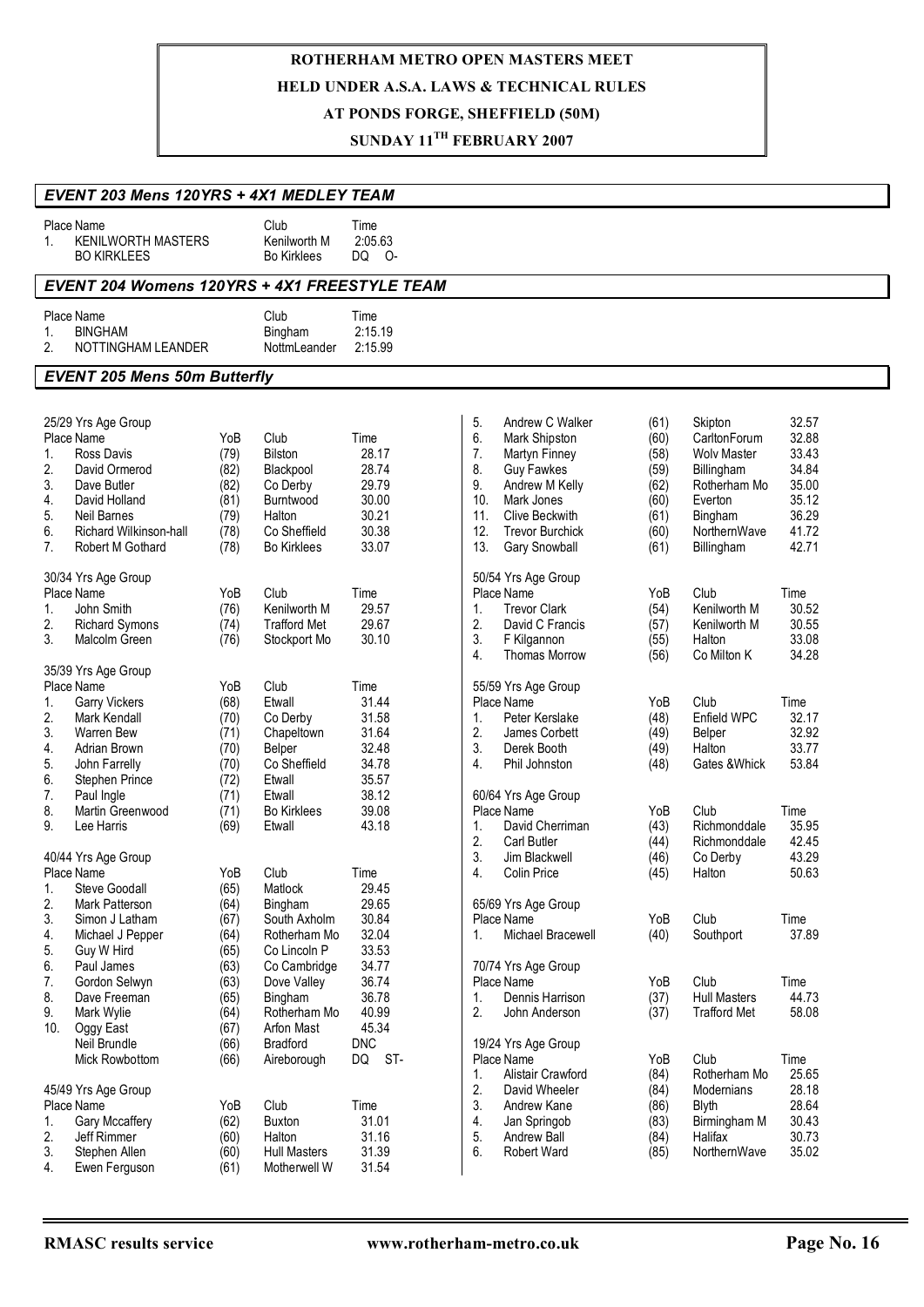# ROTHERHAM METRO OPEN MASTERS MEET

**HELD UNDER A.S.A. LAWS & TECHNICAL RULES**

**AT PONDS FORGE, SHEFFIELD (50M)**

**SUNDAY 11TH FEBRUARY 2007**

## EVENT 203 Mens 120YRS + 4X1 MEDLEY TEAM

| Place | Name | Club | Time |
|---|---|---|---|
| 1. | KENILWORTH MASTERS | Kenilworth M | 2:05.63 |
| | BO KIRKLEES | Bo Kirklees | DQ O- |

## EVENT 204 Womens 120YRS + 4X1 FREESTYLE TEAM

| Place | Name | Club | Time |
|---|---|---|---|
| 1. | BINGHAM | Bingham | 2:15.19 |
| 2. | NOTTINGHAM LEANDER | NottmLeander | 2:15.99 |

## EVENT 205 Mens 50m Butterfly

### 25/29 Yrs Age Group

| Place | Name | YoB | Club | Time |
|---|---|---|---|---|
| 1. | Ross Davis | (79) | Bilston | 28.17 |
| 2. | David Ormerod | (82) | Blackpool | 28.74 |
| 3. | Dave Butler | (82) | Co Derby | 29.79 |
| 4. | David Holland | (81) | Burntwood | 30.00 |
| 5. | Neil Barnes | (79) | Halton | 30.21 |
| 6. | Richard Wilkinson-hall | (78) | Co Sheffield | 30.38 |
| 7. | Robert M Gothard | (78) | Bo Kirklees | 33.07 |

### 30/34 Yrs Age Group

| Place | Name | YoB | Club | Time |
|---|---|---|---|---|
| 1. | John Smith | (76) | Kenilworth M | 29.57 |
| 2. | Richard Symons | (74) | Trafford Met | 29.67 |
| 3. | Malcolm Green | (76) | Stockport Mo | 30.10 |

### 35/39 Yrs Age Group

| Place | Name | YoB | Club | Time |
|---|---|---|---|---|
| 1. | Garry Vickers | (68) | Etwall | 31.44 |
| 2. | Mark Kendall | (70) | Co Derby | 31.58 |
| 3. | Warren Bew | (71) | Chapeltown | 31.64 |
| 4. | Adrian Brown | (70) | Belper | 32.48 |
| 5. | John Farrelly | (70) | Co Sheffield | 34.78 |
| 6. | Stephen Prince | (72) | Etwall | 35.57 |
| 7. | Paul Ingle | (71) | Etwall | 38.12 |
| 8. | Martin Greenwood | (71) | Bo Kirklees | 39.08 |
| 9. | Lee Harris | (69) | Etwall | 43.18 |

### 40/44 Yrs Age Group

| Place | Name | YoB | Club | Time |
|---|---|---|---|---|
| 1. | Steve Goodall | (65) | Matlock | 29.45 |
| 2. | Mark Patterson | (64) | Bingham | 29.65 |
| 3. | Simon J Latham | (67) | South Axholm | 30.84 |
| 4. | Michael J Pepper | (64) | Rotherham Mo | 32.04 |
| 5. | Guy W Hird | (65) | Co Lincoln P | 33.53 |
| 6. | Paul James | (63) | Co Cambridge | 34.77 |
| 7. | Gordon Selwyn | (63) | Dove Valley | 36.74 |
| 8. | Dave Freeman | (65) | Bingham | 36.78 |
| 9. | Mark Wylie | (64) | Rotherham Mo | 40.99 |
| 10. | Oggy East | (67) | Arfon Mast | 45.34 |
| | Neil Brundle | (66) | Bradford | DNC |
| | Mick Rowbottom | (66) | Aireborough | DQ ST- |

### 45/49 Yrs Age Group

| Place | Name | YoB | Club | Time |
|---|---|---|---|---|
| 1. | Gary Mccaffery | (62) | Buxton | 31.01 |
| 2. | Jeff Rimmer | (60) | Halton | 31.16 |
| 3. | Stephen Allen | (60) | Hull Masters | 31.39 |
| 4. | Ewen Ferguson | (61) | Motherwell W | 31.54 |
| 5. | Andrew C Walker | (61) | Skipton | 32.57 |
| 6. | Mark Shipston | (60) | CarltonForum | 32.88 |
| 7. | Martyn Finney | (58) | Wolv Master | 33.43 |
| 8. | Guy Fawkes | (59) | Billingham | 34.84 |
| 9. | Andrew M Kelly | (62) | Rotherham Mo | 35.00 |
| 10. | Mark Jones | (60) | Everton | 35.12 |
| 11. | Clive Beckwith | (61) | Bingham | 36.29 |
| 12. | Trevor Burchick | (60) | NorthernWave | 41.72 |
| 13. | Gary Snowball | (61) | Billingham | 42.71 |

### 50/54 Yrs Age Group

| Place | Name | YoB | Club | Time |
|---|---|---|---|---|
| 1. | Trevor Clark | (54) | Kenilworth M | 30.52 |
| 2. | David C Francis | (57) | Kenilworth M | 30.55 |
| 3. | F Kilgannon | (55) | Halton | 33.08 |
| 4. | Thomas Morrow | (56) | Co Milton K | 34.28 |

### 55/59 Yrs Age Group

| Place | Name | YoB | Club | Time |
|---|---|---|---|---|
| 1. | Peter Kerslake | (48) | Enfield WPC | 32.17 |
| 2. | James Corbett | (49) | Belper | 32.92 |
| 3. | Derek Booth | (49) | Halton | 33.77 |
| 4. | Phil Johnston | (48) | Gates &Whick | 53.84 |

### 60/64 Yrs Age Group

| Place | Name | YoB | Club | Time |
|---|---|---|---|---|
| 1. | David Cherriman | (43) | Richmonddale | 35.95 |
| 2. | Carl Butler | (44) | Richmonddale | 42.45 |
| 3. | Jim Blackwell | (46) | Co Derby | 43.29 |
| 4. | Colin Price | (45) | Halton | 50.63 |

### 65/69 Yrs Age Group

| Place | Name | YoB | Club | Time |
|---|---|---|---|---|
| 1. | Michael Bracewell | (40) | Southport | 37.89 |

### 70/74 Yrs Age Group

| Place | Name | YoB | Club | Time |
|---|---|---|---|---|
| 1. | Dennis Harrison | (37) | Hull Masters | 44.73 |
| 2. | John Anderson | (37) | Trafford Met | 58.08 |

### 19/24 Yrs Age Group

| Place | Name | YoB | Club | Time |
|---|---|---|---|---|
| 1. | Alistair Crawford | (84) | Rotherham Mo | 25.65 |
| 2. | David Wheeler | (84) | Modernians | 28.18 |
| 3. | Andrew Kane | (86) | Blyth | 28.64 |
| 4. | Jan Springob | (83) | Birmingham M | 30.43 |
| 5. | Andrew Ball | (84) | Halifax | 30.73 |
| 6. | Robert Ward | (85) | NorthernWave | 35.02 |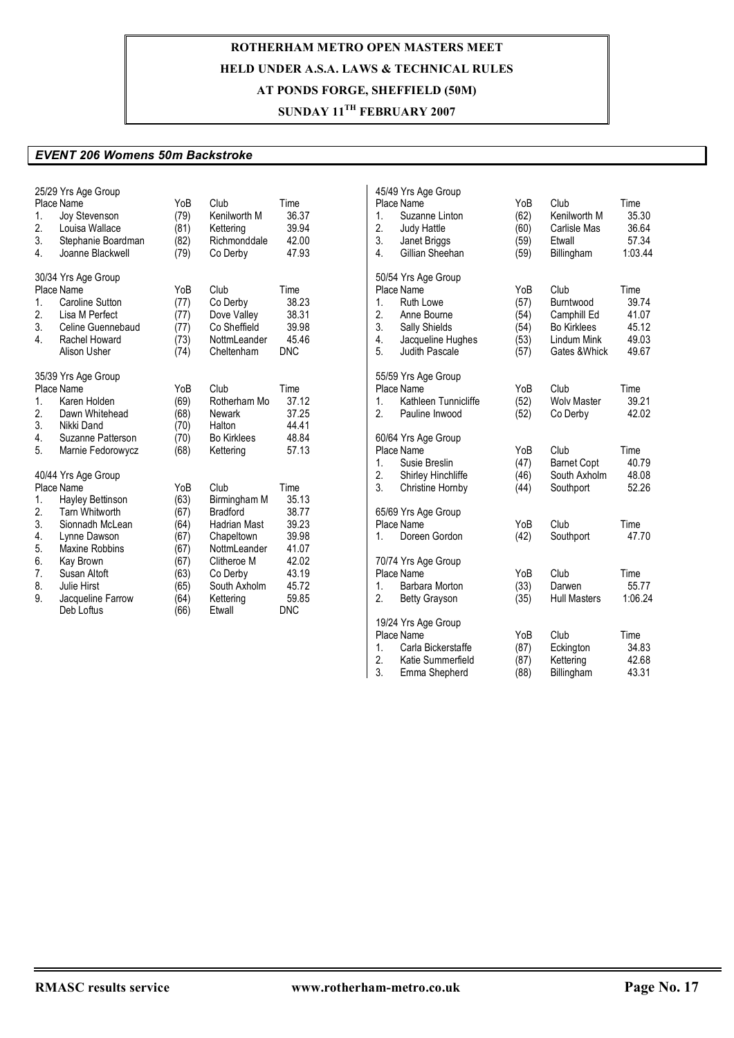# ROTHERHAM METRO OPEN MASTERS MEET

**HELD UNDER A.S.A. LAWS & TECHNICAL RULES**

**AT PONDS FORGE, SHEFFIELD (50M)**

**SUNDAY 11TH FEBRUARY 2007**

## *EVENT 206 Womens 50m Backstroke*

### 25/29 Yrs Age Group

| Place | Name | YoB | Club | Time |
|---|---|---|---|---|
| 1. | Joy Stevenson | (79) | Kenilworth M | 36.37 |
| 2. | Louisa Wallace | (81) | Kettering | 39.94 |
| 3. | Stephanie Boardman | (82) | Richmonddale | 42.00 |
| 4. | Joanne Blackwell | (79) | Co Derby | 47.93 |

### 30/34 Yrs Age Group

| Place | Name | YoB | Club | Time |
|---|---|---|---|---|
| 1. | Caroline Sutton | (77) | Co Derby | 38.23 |
| 2. | Lisa M Perfect | (77) | Dove Valley | 38.31 |
| 3. | Celine Guennebaud | (77) | Co Sheffield | 39.98 |
| 4. | Rachel Howard | (73) | NottmLeander | 45.46 |
| | Alison Usher | (74) | Cheltenham | DNC |

### 35/39 Yrs Age Group

| Place | Name | YoB | Club | Time |
|---|---|---|---|---|
| 1. | Karen Holden | (69) | Rotherham Mo | 37.12 |
| 2. | Dawn Whitehead | (68) | Newark | 37.25 |
| 3. | Nikki Dand | (70) | Halton | 44.41 |
| 4. | Suzanne Patterson | (70) | Bo Kirklees | 48.84 |
| 5. | Marnie Fedorowycz | (68) | Kettering | 57.13 |

### 40/44 Yrs Age Group

| Place | Name | YoB | Club | Time |
|---|---|---|---|---|
| 1. | Hayley Bettinson | (63) | Birmingham M | 35.13 |
| 2. | Tarn Whitworth | (67) | Bradford | 38.77 |
| 3. | Sionnadh McLean | (64) | Hadrian Mast | 39.23 |
| 4. | Lynne Dawson | (67) | Chapeltown | 39.98 |
| 5. | Maxine Robbins | (67) | NottmLeander | 41.07 |
| 6. | Kay Brown | (67) | Clitheroe M | 42.02 |
| 7. | Susan Altoft | (63) | Co Derby | 43.19 |
| 8. | Julie Hirst | (65) | South Axholm | 45.72 |
| 9. | Jacqueline Farrow | (64) | Kettering | 59.85 |
| | Deb Loftus | (66) | Etwall | DNC |

### 45/49 Yrs Age Group

| Place | Name | YoB | Club | Time |
|---|---|---|---|---|
| 1. | Suzanne Linton | (62) | Kenilworth M | 35.30 |
| 2. | Judy Hattle | (60) | Carlisle Mas | 36.64 |
| 3. | Janet Briggs | (59) | Etwall | 57.34 |
| 4. | Gillian Sheehan | (59) | Billingham | 1:03.44 |

### 50/54 Yrs Age Group

| Place | Name | YoB | Club | Time |
|---|---|---|---|---|
| 1. | Ruth Lowe | (57) | Burntwood | 39.74 |
| 2. | Anne Bourne | (54) | Camphill Ed | 41.07 |
| 3. | Sally Shields | (54) | Bo Kirklees | 45.12 |
| 4. | Jacqueline Hughes | (53) | Lindum Mink | 49.03 |
| 5. | Judith Pascale | (57) | Gates &Whick | 49.67 |

### 55/59 Yrs Age Group

| Place | Name | YoB | Club | Time |
|---|---|---|---|---|
| 1. | Kathleen Tunnicliffe | (52) | Wolv Master | 39.21 |
| 2. | Pauline Inwood | (52) | Co Derby | 42.02 |

### 60/64 Yrs Age Group

| Place | Name | YoB | Club | Time |
|---|---|---|---|---|
| 1. | Susie Breslin | (47) | Barnet Copt | 40.79 |
| 2. | Shirley Hinchliffe | (46) | South Axholm | 48.08 |
| 3. | Christine Hornby | (44) | Southport | 52.26 |

### 65/69 Yrs Age Group

| Place | Name | YoB | Club | Time |
|---|---|---|---|---|
| 1. | Doreen Gordon | (42) | Southport | 47.70 |

### 70/74 Yrs Age Group

| Place | Name | YoB | Club | Time |
|---|---|---|---|---|
| 1. | Barbara Morton | (33) | Darwen | 55.77 |
| 2. | Betty Grayson | (35) | Hull Masters | 1:06.24 |

### 19/24 Yrs Age Group

| Place | Name | YoB | Club | Time |
|---|---|---|---|---|
| 1. | Carla Bickerstaffe | (87) | Eckington | 34.83 |
| 2. | Katie Summerfield | (87) | Kettering | 42.68 |
| 3. | Emma Shepherd | (88) | Billingham | 43.31 |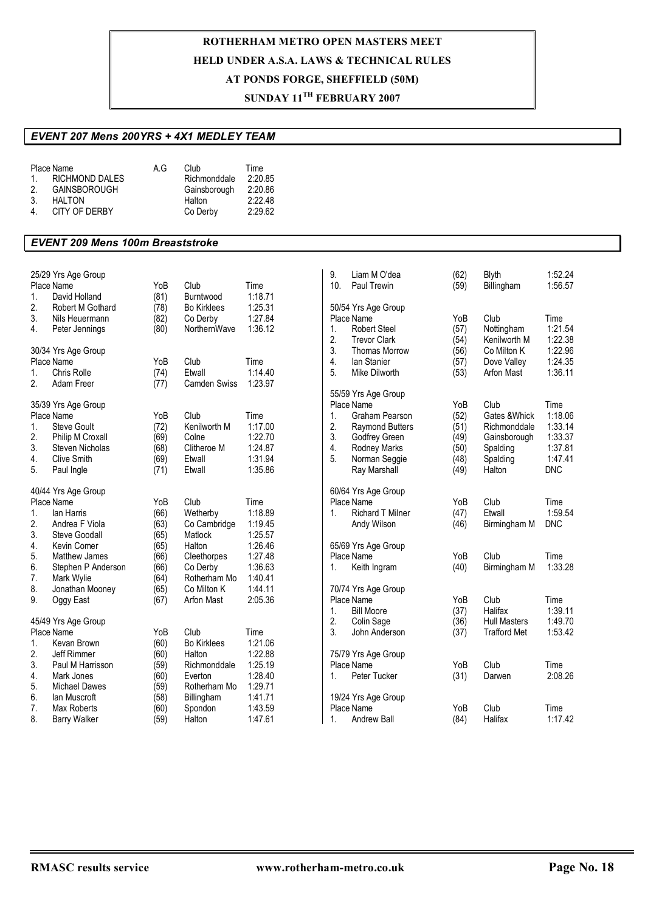**ROTHERHAM METRO OPEN MASTERS MEET**
**HELD UNDER A.S.A. LAWS & TECHNICAL RULES**
**AT PONDS FORGE, SHEFFIELD (50M)**
**SUNDAY 11TH FEBRUARY 2007**

## *EVENT 207 Mens 200YRS + 4X1 MEDLEY TEAM*

| Place | Name | A.G | Club | Time |
|---|---|---|---|---|
| 1. | RICHMOND DALES | | Richmonddale | 2:20.85 |
| 2. | GAINSBOROUGH | | Gainsborough | 2:20.86 |
| 3. | HALTON | | Halton | 2:22.48 |
| 4. | CITY OF DERBY | | Co Derby | 2:29.62 |

## *EVENT 209 Mens 100m Breaststroke*

### 25/29 Yrs Age Group

| Place | Name | YoB | Club | Time |
|---|---|---|---|---|
| 1. | David Holland | (81) | Burntwood | 1:18.71 |
| 2. | Robert M Gothard | (78) | Bo Kirklees | 1:25.31 |
| 3. | Nils Heuermann | (82) | Co Derby | 1:27.84 |
| 4. | Peter Jennings | (80) | NorthernWave | 1:36.12 |

### 30/34 Yrs Age Group

| Place | Name | YoB | Club | Time |
|---|---|---|---|---|
| 1. | Chris Rolle | (74) | Etwall | 1:14.40 |
| 2. | Adam Freer | (77) | Camden Swiss | 1:23.97 |

### 35/39 Yrs Age Group

| Place | Name | YoB | Club | Time |
|---|---|---|---|---|
| 1. | Steve Goult | (72) | Kenilworth M | 1:17.00 |
| 2. | Philip M Croxall | (69) | Colne | 1:22.70 |
| 3. | Steven Nicholas | (68) | Clitheroe M | 1:24.87 |
| 4. | Clive Smith | (69) | Etwall | 1:31.94 |
| 5. | Paul Ingle | (71) | Etwall | 1:35.86 |

### 40/44 Yrs Age Group

| Place | Name | YoB | Club | Time |
|---|---|---|---|---|
| 1. | Ian Harris | (66) | Wetherby | 1:18.89 |
| 2. | Andrea F Viola | (63) | Co Cambridge | 1:19.45 |
| 3. | Steve Goodall | (65) | Matlock | 1:25.57 |
| 4. | Kevin Comer | (65) | Halton | 1:26.46 |
| 5. | Matthew James | (66) | Cleethorpes | 1:27.48 |
| 6. | Stephen P Anderson | (66) | Co Derby | 1:36.63 |
| 7. | Mark Wylie | (64) | Rotherham Mo | 1:40.41 |
| 8. | Jonathan Mooney | (65) | Co Milton K | 1:44.11 |
| 9. | Oggy East | (67) | Arfon Mast | 2:05.36 |

### 45/49 Yrs Age Group

| Place | Name | YoB | Club | Time |
|---|---|---|---|---|
| 1. | Kevan Brown | (60) | Bo Kirklees | 1:21.06 |
| 2. | Jeff Rimmer | (60) | Halton | 1:22.88 |
| 3. | Paul M Harrisson | (59) | Richmonddale | 1:25.19 |
| 4. | Mark Jones | (60) | Everton | 1:28.40 |
| 5. | Michael Dawes | (59) | Rotherham Mo | 1:29.71 |
| 6. | Ian Muscroft | (58) | Billingham | 1:41.71 |
| 7. | Max Roberts | (60) | Spondon | 1:43.59 |
| 8. | Barry Walker | (59) | Halton | 1:47.61 |
| 9. | Liam M O'dea | (62) | Blyth | 1:52.24 |
| 10. | Paul Trewin | (59) | Billingham | 1:56.57 |

### 50/54 Yrs Age Group

| Place | Name | YoB | Club | Time |
|---|---|---|---|---|
| 1. | Robert Steel | (57) | Nottingham | 1:21.54 |
| 2. | Trevor Clark | (54) | Kenilworth M | 1:22.38 |
| 3. | Thomas Morrow | (56) | Co Milton K | 1:22.96 |
| 4. | Ian Stanier | (57) | Dove Valley | 1:24.35 |
| 5. | Mike Dilworth | (53) | Arfon Mast | 1:36.11 |

### 55/59 Yrs Age Group

| Place | Name | YoB | Club | Time |
|---|---|---|---|---|
| 1. | Graham Pearson | (52) | Gates &Whick | 1:18.06 |
| 2. | Raymond Butters | (51) | Richmonddale | 1:33.14 |
| 3. | Godfrey Green | (49) | Gainsborough | 1:33.37 |
| 4. | Rodney Marks | (50) | Spalding | 1:37.81 |
| 5. | Norman Seggie | (48) | Spalding | 1:47.41 |
| | Ray Marshall | (49) | Halton | DNC |

### 60/64 Yrs Age Group

| Place | Name | YoB | Club | Time |
|---|---|---|---|---|
| 1. | Richard T Milner | (47) | Etwall | 1:59.54 |
| | Andy Wilson | (46) | Birmingham M | DNC |

### 65/69 Yrs Age Group

| Place | Name | YoB | Club | Time |
|---|---|---|---|---|
| 1. | Keith Ingram | (40) | Birmingham M | 1:33.28 |

### 70/74 Yrs Age Group

| Place | Name | YoB | Club | Time |
|---|---|---|---|---|
| 1. | Bill Moore | (37) | Halifax | 1:39.11 |
| 2. | Colin Sage | (36) | Hull Masters | 1:49.70 |
| 3. | John Anderson | (37) | Trafford Met | 1:53.42 |

### 75/79 Yrs Age Group

| Place | Name | YoB | Club | Time |
|---|---|---|---|---|
| 1. | Peter Tucker | (31) | Darwen | 2:08.26 |

### 19/24 Yrs Age Group

| Place | Name | YoB | Club | Time |
|---|---|---|---|---|
| 1. | Andrew Ball | (84) | Halifax | 1:17.42 |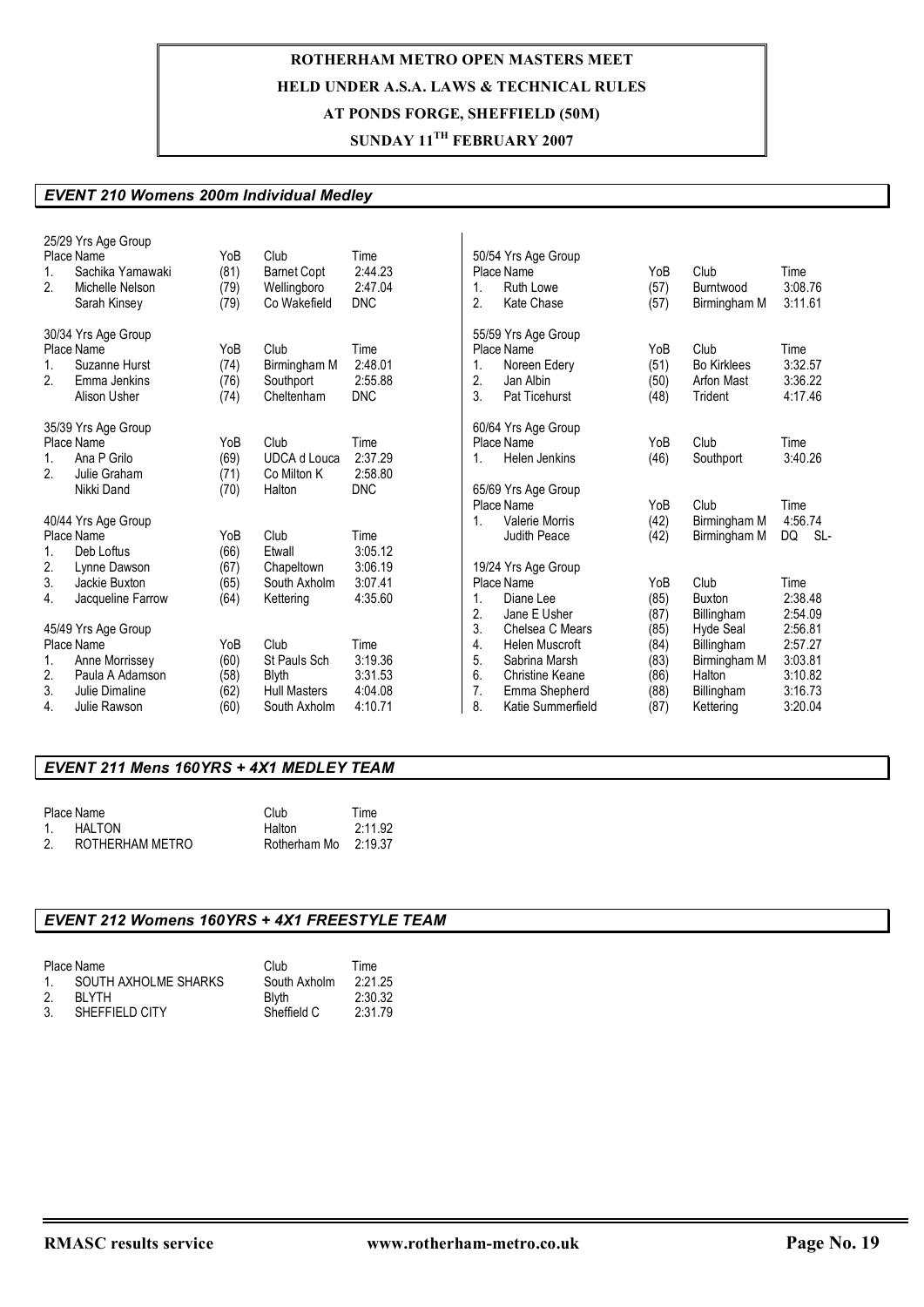**ROTHERHAM METRO OPEN MASTERS MEET**

**HELD UNDER A.S.A. LAWS & TECHNICAL RULES**

**AT PONDS FORGE, SHEFFIELD (50M)**

**SUNDAY 11TH FEBRUARY 2007**

## *EVENT 210 Womens 200m Individual Medley*

25/29 Yrs Age Group

| Place | Name | YoB | Club | Time |
|---|---|---|---|---|
| 1. | Sachika Yamawaki | (81) | Barnet Copt | 2:44.23 |
| 2. | Michelle Nelson | (79) | Wellingboro | 2:47.04 |
| | Sarah Kinsey | (79) | Co Wakefield | DNC |

30/34 Yrs Age Group

| Place | Name | YoB | Club | Time |
|---|---|---|---|---|
| 1. | Suzanne Hurst | (74) | Birmingham M | 2:48.01 |
| 2. | Emma Jenkins | (76) | Southport | 2:55.88 |
| | Alison Usher | (74) | Cheltenham | DNC |

35/39 Yrs Age Group

| Place | Name | YoB | Club | Time |
|---|---|---|---|---|
| 1. | Ana P Grilo | (69) | UDCA d Louca | 2:37.29 |
| 2. | Julie Graham | (71) | Co Milton K | 2:58.80 |
| | Nikki Dand | (70) | Halton | DNC |

40/44 Yrs Age Group

| Place | Name | YoB | Club | Time |
|---|---|---|---|---|
| 1. | Deb Loftus | (66) | Etwall | 3:05.12 |
| 2. | Lynne Dawson | (67) | Chapeltown | 3:06.19 |
| 3. | Jackie Buxton | (65) | South Axholm | 3:07.41 |
| 4. | Jacqueline Farrow | (64) | Kettering | 4:35.60 |

45/49 Yrs Age Group

| Place | Name | YoB | Club | Time |
|---|---|---|---|---|
| 1. | Anne Morrissey | (60) | St Pauls Sch | 3:19.36 |
| 2. | Paula A Adamson | (58) | Blyth | 3:31.53 |
| 3. | Julie Dimaline | (62) | Hull Masters | 4:04.08 |
| 4. | Julie Rawson | (60) | South Axholm | 4:10.71 |

50/54 Yrs Age Group

| Place | Name | YoB | Club | Time |
|---|---|---|---|---|
| 1. | Ruth Lowe | (57) | Burntwood | 3:08.76 |
| 2. | Kate Chase | (57) | Birmingham M | 3:11.61 |

55/59 Yrs Age Group

| Place | Name | YoB | Club | Time |
|---|---|---|---|---|
| 1. | Noreen Edery | (51) | Bo Kirklees | 3:32.57 |
| 2. | Jan Albin | (50) | Arfon Mast | 3:36.22 |
| 3. | Pat Ticehurst | (48) | Trident | 4:17.46 |

60/64 Yrs Age Group

| Place | Name | YoB | Club | Time |
|---|---|---|---|---|
| 1. | Helen Jenkins | (46) | Southport | 3:40.26 |

65/69 Yrs Age Group

| Place | Name | YoB | Club | Time |
|---|---|---|---|---|
| 1. | Valerie Morris | (42) | Birmingham M | 4:56.74 |
| | Judith Peace | (42) | Birmingham M | DQ SL- |

19/24 Yrs Age Group

| Place | Name | YoB | Club | Time |
|---|---|---|---|---|
| 1. | Diane Lee | (85) | Buxton | 2:38.48 |
| 2. | Jane E Usher | (87) | Billingham | 2:54.09 |
| 3. | Chelsea C Mears | (85) | Hyde Seal | 2:56.81 |
| 4. | Helen Muscroft | (84) | Billingham | 2:57.27 |
| 5. | Sabrina Marsh | (83) | Birmingham M | 3:03.81 |
| 6. | Christine Keane | (86) | Halton | 3:10.82 |
| 7. | Emma Shepherd | (88) | Billingham | 3:16.73 |
| 8. | Katie Summerfield | (87) | Kettering | 3:20.04 |

## *EVENT 211 Mens 160YRS + 4X1 MEDLEY TEAM*

| Place | Name | Club | Time |
|---|---|---|---|
| 1. | HALTON | Halton | 2:11.92 |
| 2. | ROTHERHAM METRO | Rotherham Mo | 2:19.37 |

## *EVENT 212 Womens 160YRS + 4X1 FREESTYLE TEAM*

| Place | Name | Club | Time |
|---|---|---|---|
| 1. | SOUTH AXHOLME SHARKS | South Axholm | 2:21.25 |
| 2. | BLYTH | Blyth | 2:30.32 |
| 3. | SHEFFIELD CITY | Sheffield C | 2:31.79 |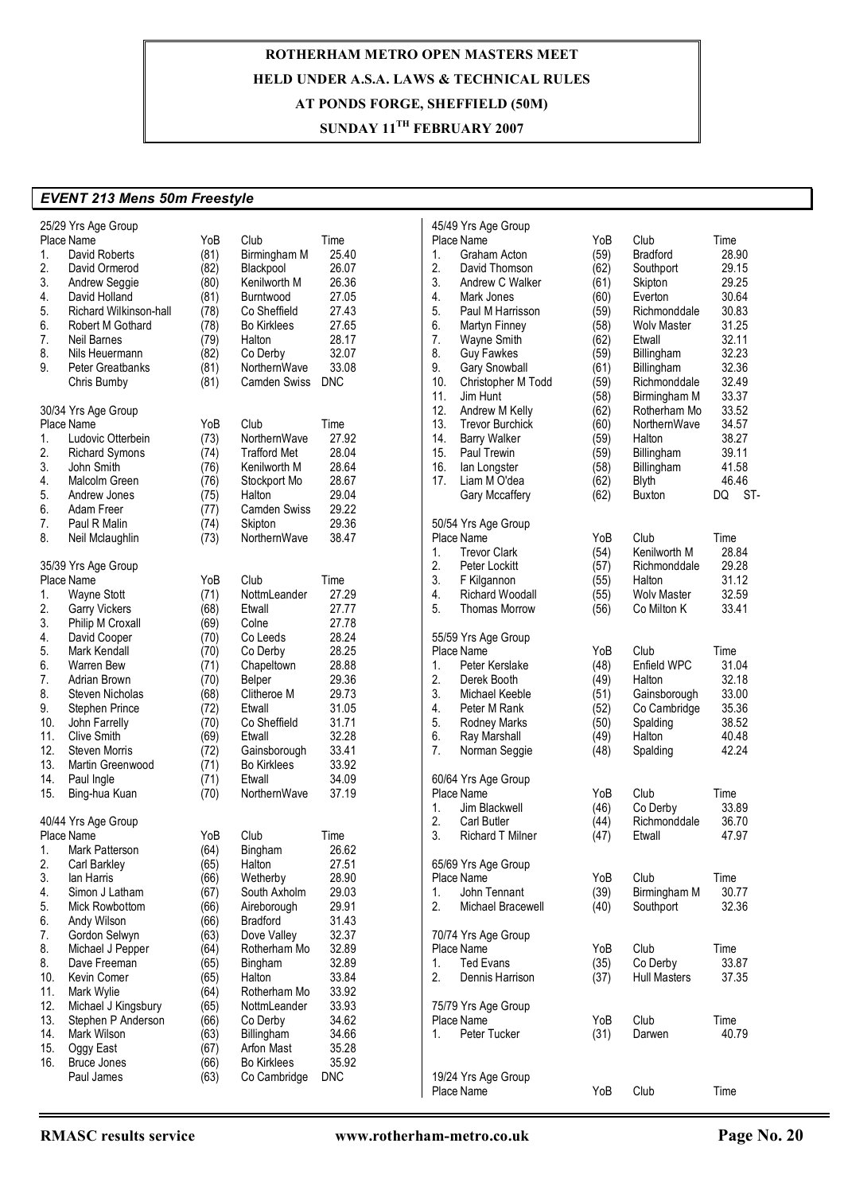# ROTHERHAM METRO OPEN MASTERS MEET
## HELD UNDER A.S.A. LAWS & TECHNICAL RULES
## AT PONDS FORGE, SHEFFIELD (50M)
## SUNDAY 11TH FEBRUARY 2007

### *EVENT 213 Mens 50m Freestyle*

**25/29 Yrs Age Group**

| Place | Name | YoB | Club | Time |
|---|---|---|---|---|
| 1. | David Roberts | (81) | Birmingham M | 25.40 |
| 2. | David Ormerod | (82) | Blackpool | 26.07 |
| 3. | Andrew Seggie | (80) | Kenilworth M | 26.36 |
| 4. | David Holland | (81) | Burntwood | 27.05 |
| 5. | Richard Wilkinson-hall | (78) | Co Sheffield | 27.43 |
| 6. | Robert M Gothard | (78) | Bo Kirklees | 27.65 |
| 7. | Neil Barnes | (79) | Halton | 28.17 |
| 8. | Nils Heuermann | (82) | Co Derby | 32.07 |
| 9. | Peter Greatbanks | (81) | NorthernWave | 33.08 |
| | Chris Bumby | (81) | Camden Swiss | DNC |

**30/34 Yrs Age Group**

| Place | Name | YoB | Club | Time |
|---|---|---|---|---|
| 1. | Ludovic Otterbein | (73) | NorthernWave | 27.92 |
| 2. | Richard Symons | (74) | Trafford Met | 28.04 |
| 3. | John Smith | (76) | Kenilworth M | 28.64 |
| 4. | Malcolm Green | (76) | Stockport Mo | 28.67 |
| 5. | Andrew Jones | (75) | Halton | 29.04 |
| 6. | Adam Freer | (77) | Camden Swiss | 29.22 |
| 7. | Paul R Malin | (74) | Skipton | 29.36 |
| 8. | Neil Mclaughlin | (73) | NorthernWave | 38.47 |

**35/39 Yrs Age Group**

| Place | Name | YoB | Club | Time |
|---|---|---|---|---|
| 1. | Wayne Stott | (71) | NottmLeander | 27.29 |
| 2. | Garry Vickers | (68) | Etwall | 27.77 |
| 3. | Philip M Croxall | (69) | Colne | 27.78 |
| 4. | David Cooper | (70) | Co Leeds | 28.24 |
| 5. | Mark Kendall | (70) | Co Derby | 28.25 |
| 6. | Warren Bew | (71) | Chapeltown | 28.88 |
| 7. | Adrian Brown | (70) | Belper | 29.36 |
| 8. | Steven Nicholas | (68) | Clitheroe M | 29.73 |
| 9. | Stephen Prince | (72) | Etwall | 31.05 |
| 10. | John Farrelly | (70) | Co Sheffield | 31.71 |
| 11. | Clive Smith | (69) | Etwall | 32.28 |
| 12. | Steven Morris | (72) | Gainsborough | 33.41 |
| 13. | Martin Greenwood | (71) | Bo Kirklees | 33.92 |
| 14. | Paul Ingle | (71) | Etwall | 34.09 |
| 15. | Bing-hua Kuan | (70) | NorthernWave | 37.19 |

**40/44 Yrs Age Group**

| Place | Name | YoB | Club | Time |
|---|---|---|---|---|
| 1. | Mark Patterson | (64) | Bingham | 26.62 |
| 2. | Carl Barkley | (65) | Halton | 27.51 |
| 3. | Ian Harris | (66) | Wetherby | 28.90 |
| 4. | Simon J Latham | (67) | South Axholm | 29.03 |
| 5. | Mick Rowbottom | (66) | Aireborough | 29.91 |
| 6. | Andy Wilson | (66) | Bradford | 31.43 |
| 7. | Gordon Selwyn | (63) | Dove Valley | 32.37 |
| 8. | Michael J Pepper | (64) | Rotherham Mo | 32.89 |
| 8. | Dave Freeman | (65) | Bingham | 32.89 |
| 10. | Kevin Comer | (65) | Halton | 33.84 |
| 11. | Mark Wylie | (64) | Rotherham Mo | 33.92 |
| 12. | Michael J Kingsbury | (65) | NottmLeander | 33.93 |
| 13. | Stephen P Anderson | (66) | Co Derby | 34.62 |
| 14. | Mark Wilson | (63) | Billingham | 34.66 |
| 15. | Oggy East | (67) | Arfon Mast | 35.28 |
| 16. | Bruce Jones | (66) | Bo Kirklees | 35.92 |
| | Paul James | (63) | Co Cambridge | DNC |

**45/49 Yrs Age Group**

| Place | Name | YoB | Club | Time |
|---|---|---|---|---|
| 1. | Graham Acton | (59) | Bradford | 28.90 |
| 2. | David Thomson | (62) | Southport | 29.15 |
| 3. | Andrew C Walker | (61) | Skipton | 29.25 |
| 4. | Mark Jones | (60) | Everton | 30.64 |
| 5. | Paul M Harrisson | (59) | Richmonddale | 30.83 |
| 6. | Martyn Finney | (58) | Wolv Master | 31.25 |
| 7. | Wayne Smith | (62) | Etwall | 32.11 |
| 8. | Guy Fawkes | (59) | Billingham | 32.23 |
| 9. | Gary Snowball | (61) | Billingham | 32.36 |
| 10. | Christopher M Todd | (59) | Richmonddale | 32.49 |
| 11. | Jim Hunt | (58) | Birmingham M | 33.37 |
| 12. | Andrew M Kelly | (62) | Rotherham Mo | 33.52 |
| 13. | Trevor Burchick | (60) | NorthernWave | 34.57 |
| 14. | Barry Walker | (59) | Halton | 38.27 |
| 15. | Paul Trewin | (59) | Billingham | 39.11 |
| 16. | Ian Longster | (58) | Billingham | 41.58 |
| 17. | Liam M O'dea | (62) | Blyth | 46.46 |
| | Gary Mccaffery | (62) | Buxton | DQ ST- |

**50/54 Yrs Age Group**

| Place | Name | YoB | Club | Time |
|---|---|---|---|---|
| 1. | Trevor Clark | (54) | Kenilworth M | 28.84 |
| 2. | Peter Lockitt | (57) | Richmonddale | 29.28 |
| 3. | F Kilgannon | (55) | Halton | 31.12 |
| 4. | Richard Woodall | (55) | Wolv Master | 32.59 |
| 5. | Thomas Morrow | (56) | Co Milton K | 33.41 |

**55/59 Yrs Age Group**

| Place | Name | YoB | Club | Time |
|---|---|---|---|---|
| 1. | Peter Kerslake | (48) | Enfield WPC | 31.04 |
| 2. | Derek Booth | (49) | Halton | 32.18 |
| 3. | Michael Keeble | (51) | Gainsborough | 33.00 |
| 4. | Peter M Rank | (52) | Co Cambridge | 35.36 |
| 5. | Rodney Marks | (50) | Spalding | 38.52 |
| 6. | Ray Marshall | (49) | Halton | 40.48 |
| 7. | Norman Seggie | (48) | Spalding | 42.24 |

**60/64 Yrs Age Group**

| Place | Name | YoB | Club | Time |
|---|---|---|---|---|
| 1. | Jim Blackwell | (46) | Co Derby | 33.89 |
| 2. | Carl Butler | (44) | Richmonddale | 36.70 |
| 3. | Richard T Milner | (47) | Etwall | 47.97 |

**65/69 Yrs Age Group**

| Place | Name | YoB | Club | Time |
|---|---|---|---|---|
| 1. | John Tennant | (39) | Birmingham M | 30.77 |
| 2. | Michael Bracewell | (40) | Southport | 32.36 |

**70/74 Yrs Age Group**

| Place | Name | YoB | Club | Time |
|---|---|---|---|---|
| 1. | Ted Evans | (35) | Co Derby | 33.87 |
| 2. | Dennis Harrison | (37) | Hull Masters | 37.35 |

**75/79 Yrs Age Group**

| Place | Name | YoB | Club | Time |
|---|---|---|---|---|
| 1. | Peter Tucker | (31) | Darwen | 40.79 |

**19/24 Yrs Age Group**

| Place | Name | YoB | Club | Time |
|---|---|---|---|---|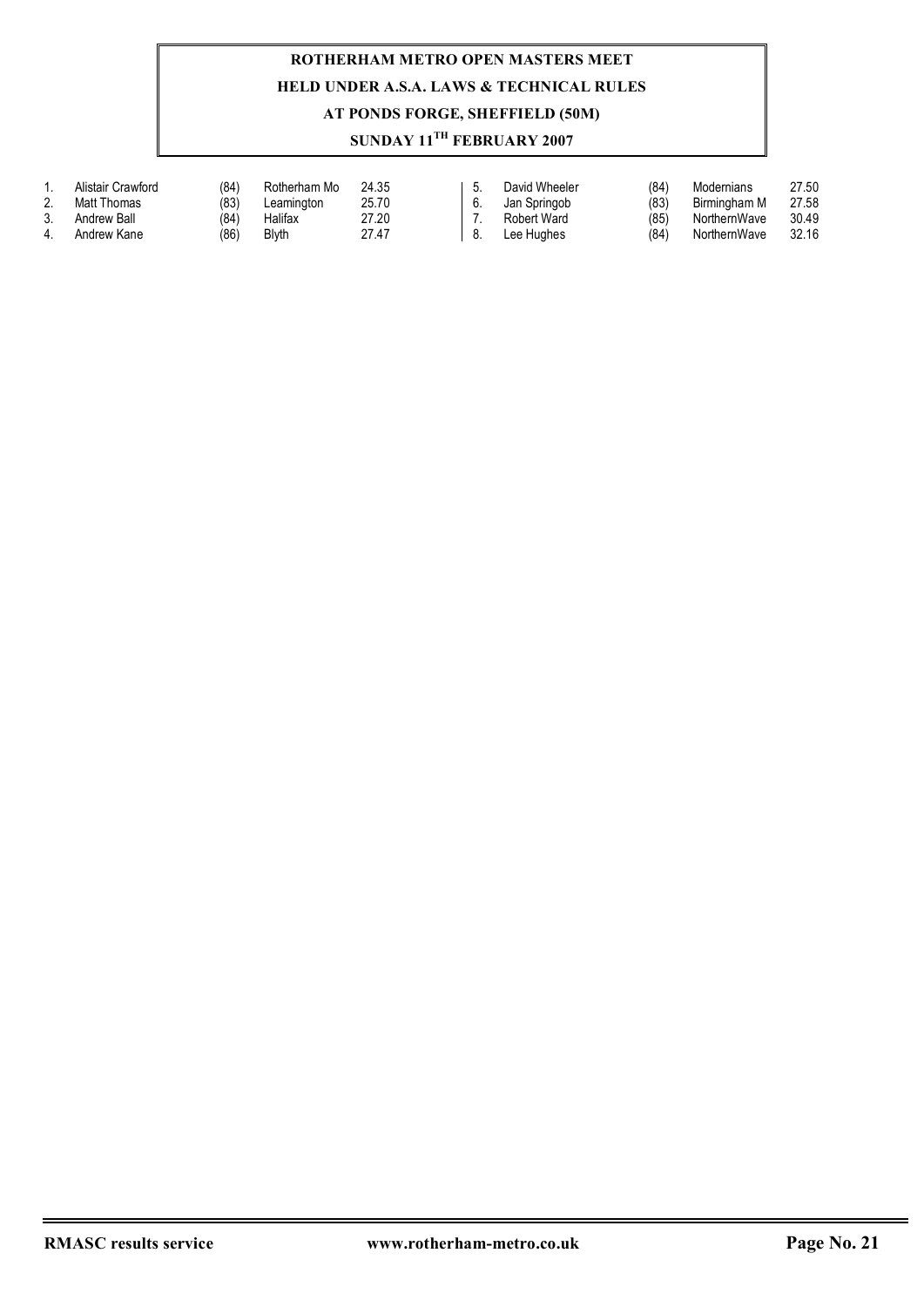**ROTHERHAM METRO OPEN MASTERS MEET**
**HELD UNDER A.S.A. LAWS & TECHNICAL RULES**
**AT PONDS FORGE, SHEFFIELD (50M)**
**SUNDAY 11TH FEBRUARY 2007**

| Pos | Name | YOB | Club | Time |
|---|---|---|---|---|
| 1. | Alistair Crawford | (84) | Rotherham Mo | 24.35 |
| 2. | Matt Thomas | (83) | Leamington | 25.70 |
| 3. | Andrew Ball | (84) | Halifax | 27.20 |
| 4. | Andrew Kane | (86) | Blyth | 27.47 |
| 5. | David Wheeler | (84) | Modernians | 27.50 |
| 6. | Jan Springob | (83) | Birmingham M | 27.58 |
| 7. | Robert Ward | (85) | NorthernWave | 30.49 |
| 8. | Lee Hughes | (84) | NorthernWave | 32.16 |

RMASC results service www.rotherham-metro.co.uk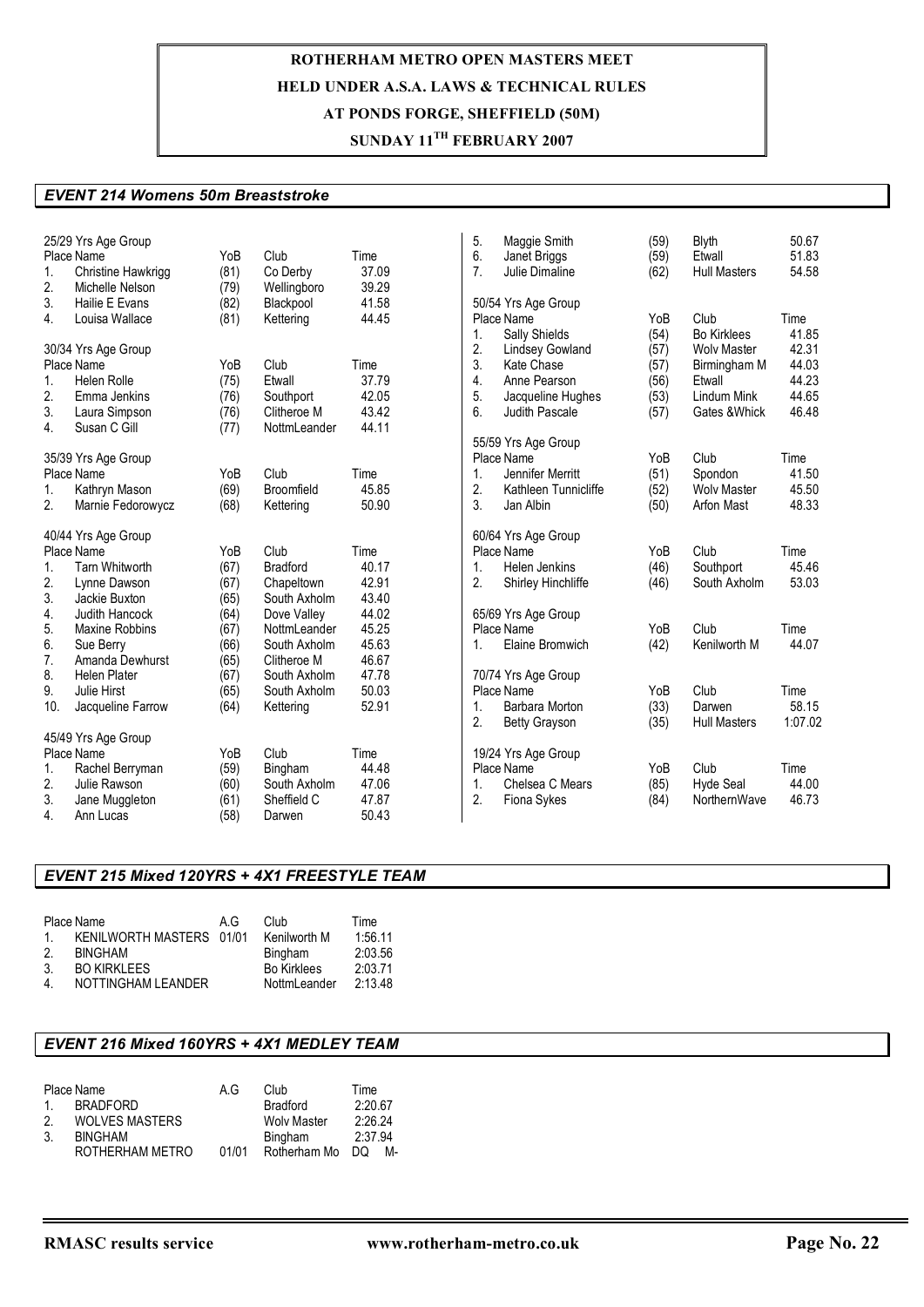ROTHERHAM METRO OPEN MASTERS MEET
HELD UNDER A.S.A. LAWS & TECHNICAL RULES
AT PONDS FORGE, SHEFFIELD (50M)
SUNDAY 11TH FEBRUARY 2007

## EVENT 214 Womens 50m Breaststroke

25/29 Yrs Age Group

| Place | Name | YoB | Club | Time |
|---|---|---|---|---|
| 1. | Christine Hawkrigg | (81) | Co Derby | 37.09 |
| 2. | Michelle Nelson | (79) | Wellingboro | 39.29 |
| 3. | Hailie E Evans | (82) | Blackpool | 41.58 |
| 4. | Louisa Wallace | (81) | Kettering | 44.45 |

30/34 Yrs Age Group

| Place | Name | YoB | Club | Time |
|---|---|---|---|---|
| 1. | Helen Rolle | (75) | Etwall | 37.79 |
| 2. | Emma Jenkins | (76) | Southport | 42.05 |
| 3. | Laura Simpson | (76) | Clitheroe M | 43.42 |
| 4. | Susan C Gill | (77) | NottmLeander | 44.11 |

35/39 Yrs Age Group

| Place | Name | YoB | Club | Time |
|---|---|---|---|---|
| 1. | Kathryn Mason | (69) | Broomfield | 45.85 |
| 2. | Marnie Fedorowycz | (68) | Kettering | 50.90 |

40/44 Yrs Age Group

| Place | Name | YoB | Club | Time |
|---|---|---|---|---|
| 1. | Tarn Whitworth | (67) | Bradford | 40.17 |
| 2. | Lynne Dawson | (67) | Chapeltown | 42.91 |
| 3. | Jackie Buxton | (65) | South Axholm | 43.40 |
| 4. | Judith Hancock | (64) | Dove Valley | 44.02 |
| 5. | Maxine Robbins | (67) | NottmLeander | 45.25 |
| 6. | Sue Berry | (66) | South Axholm | 45.63 |
| 7. | Amanda Dewhurst | (65) | Clitheroe M | 46.67 |
| 8. | Helen Plater | (67) | South Axholm | 47.78 |
| 9. | Julie Hirst | (65) | South Axholm | 50.03 |
| 10. | Jacqueline Farrow | (64) | Kettering | 52.91 |

45/49 Yrs Age Group

| Place | Name | YoB | Club | Time |
|---|---|---|---|---|
| 1. | Rachel Berryman | (59) | Bingham | 44.48 |
| 2. | Julie Rawson | (60) | South Axholm | 47.06 |
| 3. | Jane Muggleton | (61) | Sheffield C | 47.87 |
| 4. | Ann Lucas | (58) | Darwen | 50.43 |
| 5. | Maggie Smith | (59) | Blyth | 50.67 |
| 6. | Janet Briggs | (59) | Etwall | 51.83 |
| 7. | Julie Dimaline | (62) | Hull Masters | 54.58 |

50/54 Yrs Age Group

| Place | Name | YoB | Club | Time |
|---|---|---|---|---|
| 1. | Sally Shields | (54) | Bo Kirklees | 41.85 |
| 2. | Lindsey Gowland | (57) | Wolv Master | 42.31 |
| 3. | Kate Chase | (57) | Birmingham M | 44.03 |
| 4. | Anne Pearson | (56) | Etwall | 44.23 |
| 5. | Jacqueline Hughes | (53) | Lindum Mink | 44.65 |
| 6. | Judith Pascale | (57) | Gates &Whick | 46.48 |

55/59 Yrs Age Group

| Place | Name | YoB | Club | Time |
|---|---|---|---|---|
| 1. | Jennifer Merritt | (51) | Spondon | 41.50 |
| 2. | Kathleen Tunnicliffe | (52) | Wolv Master | 45.50 |
| 3. | Jan Albin | (50) | Arfon Mast | 48.33 |

60/64 Yrs Age Group

| Place | Name | YoB | Club | Time |
|---|---|---|---|---|
| 1. | Helen Jenkins | (46) | Southport | 45.46 |
| 2. | Shirley Hinchliffe | (46) | South Axholm | 53.03 |

65/69 Yrs Age Group

| Place | Name | YoB | Club | Time |
|---|---|---|---|---|
| 1. | Elaine Bromwich | (42) | Kenilworth M | 44.07 |

70/74 Yrs Age Group

| Place | Name | YoB | Club | Time |
|---|---|---|---|---|
| 1. | Barbara Morton | (33) | Darwen | 58.15 |
| 2. | Betty Grayson | (35) | Hull Masters | 1:07.02 |

19/24 Yrs Age Group

| Place | Name | YoB | Club | Time |
|---|---|---|---|---|
| 1. | Chelsea C Mears | (85) | Hyde Seal | 44.00 |
| 2. | Fiona Sykes | (84) | NorthernWave | 46.73 |

## EVENT 215 Mixed 120YRS + 4X1 FREESTYLE TEAM

| Place | Name | A.G | Club | Time |
|---|---|---|---|---|
| 1. | KENILWORTH MASTERS | 01/01 | Kenilworth M | 1:56.11 |
| 2. | BINGHAM | | Bingham | 2:03.56 |
| 3. | BO KIRKLEES | | Bo Kirklees | 2:03.71 |
| 4. | NOTTINGHAM LEANDER | | NottmLeander | 2:13.48 |

## EVENT 216 Mixed 160YRS + 4X1 MEDLEY TEAM

| Place | Name | A.G | Club | Time |
|---|---|---|---|---|
| 1. | BRADFORD | | Bradford | 2:20.67 |
| 2. | WOLVES MASTERS | | Wolv Master | 2:26.24 |
| 3. | BINGHAM | | Bingham | 2:37.94 |
| | ROTHERHAM METRO | 01/01 | Rotherham Mo | DQ M- |

RMASC results service www.rotherham-metro.co.uk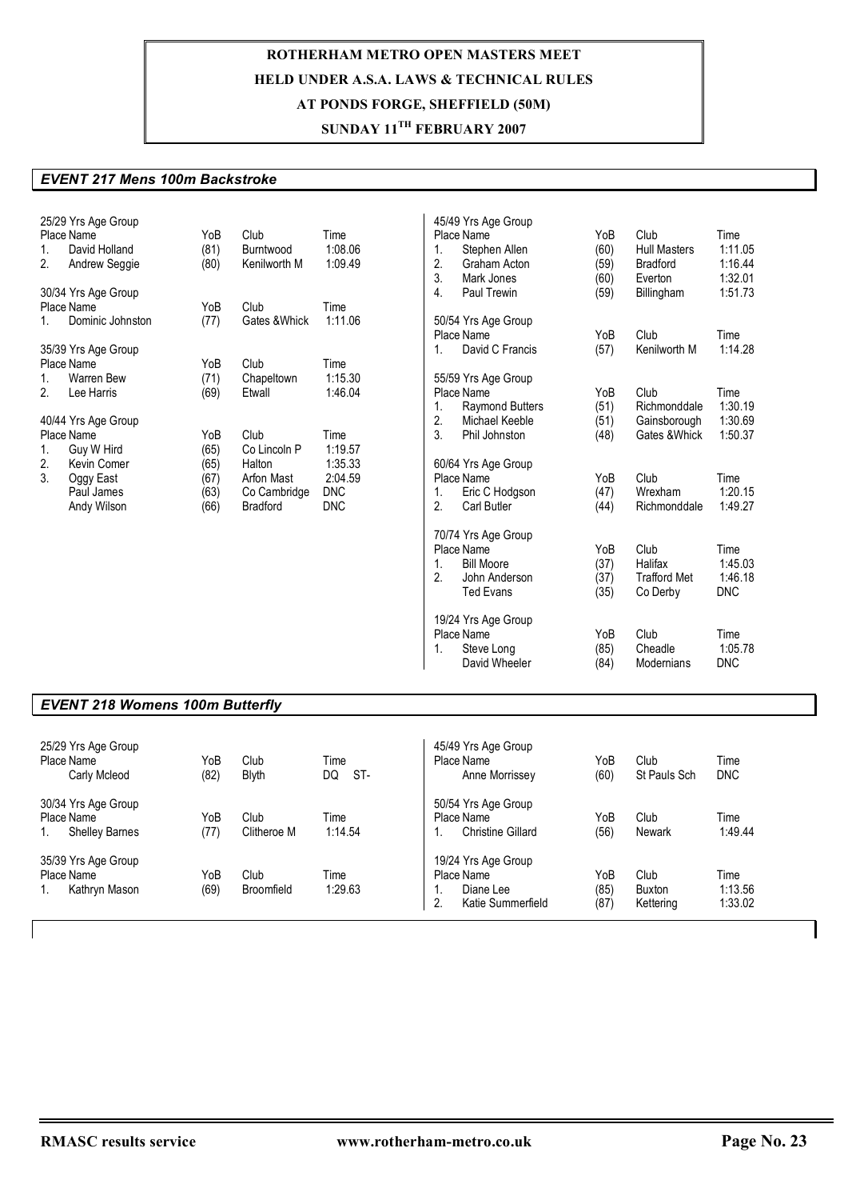**ROTHERHAM METRO OPEN MASTERS MEET**
**HELD UNDER A.S.A. LAWS & TECHNICAL RULES**
**AT PONDS FORGE, SHEFFIELD (50M)**
**SUNDAY 11TH FEBRUARY 2007**

## *EVENT 217 Mens 100m Backstroke*

25/29 Yrs Age Group

| Place | Name | YoB | Club | Time |
|---|---|---|---|---|
| 1. | David Holland | (81) | Burntwood | 1:08.06 |
| 2. | Andrew Seggie | (80) | Kenilworth M | 1:09.49 |

30/34 Yrs Age Group

| Place | Name | YoB | Club | Time |
|---|---|---|---|---|
| 1. | Dominic Johnston | (77) | Gates &Whick | 1:11.06 |

35/39 Yrs Age Group

| Place | Name | YoB | Club | Time |
|---|---|---|---|---|
| 1. | Warren Bew | (71) | Chapeltown | 1:15.30 |
| 2. | Lee Harris | (69) | Etwall | 1:46.04 |

40/44 Yrs Age Group

| Place | Name | YoB | Club | Time |
|---|---|---|---|---|
| 1. | Guy W Hird | (65) | Co Lincoln P | 1:19.57 |
| 2. | Kevin Comer | (65) | Halton | 1:35.33 |
| 3. | Oggy East | (67) | Arfon Mast | 2:04.59 |
| | Paul James | (63) | Co Cambridge | DNC |
| | Andy Wilson | (66) | Bradford | DNC |

45/49 Yrs Age Group

| Place | Name | YoB | Club | Time |
|---|---|---|---|---|
| 1. | Stephen Allen | (60) | Hull Masters | 1:11.05 |
| 2. | Graham Acton | (59) | Bradford | 1:16.44 |
| 3. | Mark Jones | (60) | Everton | 1:32.01 |
| 4. | Paul Trewin | (59) | Billingham | 1:51.73 |

50/54 Yrs Age Group

| Place | Name | YoB | Club | Time |
|---|---|---|---|---|
| 1. | David C Francis | (57) | Kenilworth M | 1:14.28 |

55/59 Yrs Age Group

| Place | Name | YoB | Club | Time |
|---|---|---|---|---|
| 1. | Raymond Butters | (51) | Richmonddale | 1:30.19 |
| 2. | Michael Keeble | (51) | Gainsborough | 1:30.69 |
| 3. | Phil Johnston | (48) | Gates &Whick | 1:50.37 |

60/64 Yrs Age Group

| Place | Name | YoB | Club | Time |
|---|---|---|---|---|
| 1. | Eric C Hodgson | (47) | Wrexham | 1:20.15 |
| 2. | Carl Butler | (44) | Richmonddale | 1:49.27 |

70/74 Yrs Age Group

| Place | Name | YoB | Club | Time |
|---|---|---|---|---|
| 1. | Bill Moore | (37) | Halifax | 1:45.03 |
| 2. | John Anderson | (37) | Trafford Met | 1:46.18 |
| | Ted Evans | (35) | Co Derby | DNC |

19/24 Yrs Age Group

| Place | Name | YoB | Club | Time |
|---|---|---|---|---|
| 1. | Steve Long | (85) | Cheadle | 1:05.78 |
| | David Wheeler | (84) | Modernians | DNC |

## *EVENT 218 Womens 100m Butterfly*

25/29 Yrs Age Group

| Place | Name | YoB | Club | Time |
|---|---|---|---|---|
| | Carly Mcleod | (82) | Blyth | DQ ST- |

30/34 Yrs Age Group

| Place | Name | YoB | Club | Time |
|---|---|---|---|---|
| 1. | Shelley Barnes | (77) | Clitheroe M | 1:14.54 |

35/39 Yrs Age Group

| Place | Name | YoB | Club | Time |
|---|---|---|---|---|
| 1. | Kathryn Mason | (69) | Broomfield | 1:29.63 |

45/49 Yrs Age Group

| Place | Name | YoB | Club | Time |
|---|---|---|---|---|
| | Anne Morrissey | (60) | St Pauls Sch | DNC |

50/54 Yrs Age Group

| Place | Name | YoB | Club | Time |
|---|---|---|---|---|
| 1. | Christine Gillard | (56) | Newark | 1:49.44 |

19/24 Yrs Age Group

| Place | Name | YoB | Club | Time |
|---|---|---|---|---|
| 1. | Diane Lee | (85) | Buxton | 1:13.56 |
| 2. | Katie Summerfield | (87) | Kettering | 1:33.02 |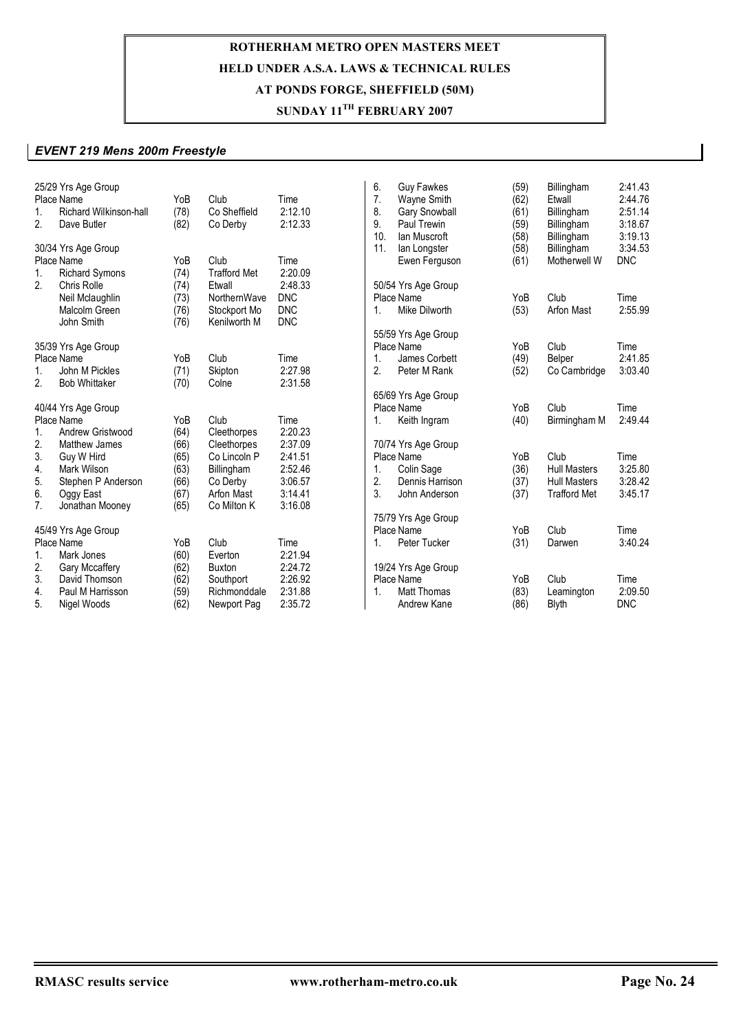**ROTHERHAM METRO OPEN MASTERS MEET**

**HELD UNDER A.S.A. LAWS & TECHNICAL RULES**

**AT PONDS FORGE, SHEFFIELD (50M)**

**SUNDAY 11TH FEBRUARY 2007**

### *EVENT 219 Mens 200m Freestyle*

25/29 Yrs Age Group

| Place | Name | YoB | Club | Time |
|---|---|---|---|---|
| 1. | Richard Wilkinson-hall | (78) | Co Sheffield | 2:12.10 |
| 2. | Dave Butler | (82) | Co Derby | 2:12.33 |

30/34 Yrs Age Group

| Place | Name | YoB | Club | Time |
|---|---|---|---|---|
| 1. | Richard Symons | (74) | Trafford Met | 2:20.09 |
| 2. | Chris Rolle | (74) | Etwall | 2:48.33 |
| | Neil Mclaughlin | (73) | NorthernWave | DNC |
| | Malcolm Green | (76) | Stockport Mo | DNC |
| | John Smith | (76) | Kenilworth M | DNC |

35/39 Yrs Age Group

| Place | Name | YoB | Club | Time |
|---|---|---|---|---|
| 1. | John M Pickles | (71) | Skipton | 2:27.98 |
| 2. | Bob Whittaker | (70) | Colne | 2:31.58 |

40/44 Yrs Age Group

| Place | Name | YoB | Club | Time |
|---|---|---|---|---|
| 1. | Andrew Gristwood | (64) | Cleethorpes | 2:20.23 |
| 2. | Matthew James | (66) | Cleethorpes | 2:37.09 |
| 3. | Guy W Hird | (65) | Co Lincoln P | 2:41.51 |
| 4. | Mark Wilson | (63) | Billingham | 2:52.46 |
| 5. | Stephen P Anderson | (66) | Co Derby | 3:06.57 |
| 6. | Oggy East | (67) | Arfon Mast | 3:14.41 |
| 7. | Jonathan Mooney | (65) | Co Milton K | 3:16.08 |

45/49 Yrs Age Group

| Place | Name | YoB | Club | Time |
|---|---|---|---|---|
| 1. | Mark Jones | (60) | Everton | 2:21.94 |
| 2. | Gary Mccaffery | (62) | Buxton | 2:24.72 |
| 3. | David Thomson | (62) | Southport | 2:26.92 |
| 4. | Paul M Harrisson | (59) | Richmonddale | 2:31.88 |
| 5. | Nigel Woods | (62) | Newport Pag | 2:35.72 |
| 6. | Guy Fawkes | (59) | Billingham | 2:41.43 |
| 7. | Wayne Smith | (62) | Etwall | 2:44.76 |
| 8. | Gary Snowball | (61) | Billingham | 2:51.14 |
| 9. | Paul Trewin | (59) | Billingham | 3:18.67 |
| 10. | Ian Muscroft | (58) | Billingham | 3:19.13 |
| 11. | Ian Longster | (58) | Billingham | 3:34.53 |
| | Ewen Ferguson | (61) | Motherwell W | DNC |

50/54 Yrs Age Group

| Place | Name | YoB | Club | Time |
|---|---|---|---|---|
| 1. | Mike Dilworth | (53) | Arfon Mast | 2:55.99 |

55/59 Yrs Age Group

| Place | Name | YoB | Club | Time |
|---|---|---|---|---|
| 1. | James Corbett | (49) | Belper | 2:41.85 |
| 2. | Peter M Rank | (52) | Co Cambridge | 3:03.40 |

65/69 Yrs Age Group

| Place | Name | YoB | Club | Time |
|---|---|---|---|---|
| 1. | Keith Ingram | (40) | Birmingham M | 2:49.44 |

70/74 Yrs Age Group

| Place | Name | YoB | Club | Time |
|---|---|---|---|---|
| 1. | Colin Sage | (36) | Hull Masters | 3:25.80 |
| 2. | Dennis Harrison | (37) | Hull Masters | 3:28.42 |
| 3. | John Anderson | (37) | Trafford Met | 3:45.17 |

75/79 Yrs Age Group

| Place | Name | YoB | Club | Time |
|---|---|---|---|---|
| 1. | Peter Tucker | (31) | Darwen | 3:40.24 |

19/24 Yrs Age Group

| Place | Name | YoB | Club | Time |
|---|---|---|---|---|
| 1. | Matt Thomas | (83) | Leamington | 2:09.50 |
| | Andrew Kane | (86) | Blyth | DNC |